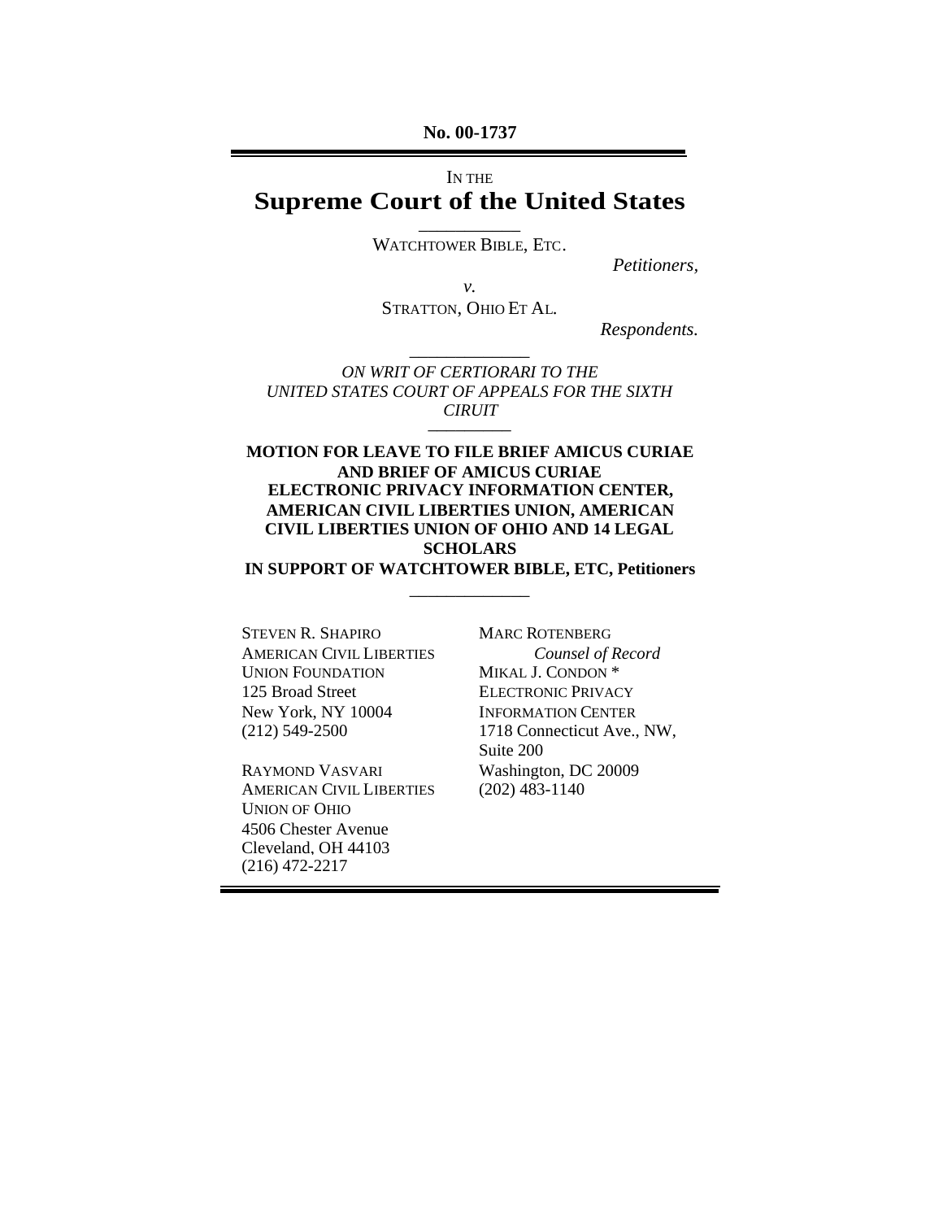**No. 00-1737**

IN THE

# Supreme Court of the United States

WATCHTOWER BIBLE, ETC.

*Petitioners*,

*v.*

STRATTON, OHIO ET AL.

*Respondents.*

*ON WRIT OF CERTIORARI TO THE UNITED STATES COURT OF APPEALS FOR THE SIXTH CIRUIT*

**MOTION FOR LEAVE TO FILE BRIEF AMICUS CURIAE AND BRIEF OF AMICUS CURIAE ELECTRONIC PRIVACY INFORMATION CENTER, AMERICAN CIVIL LIBERTIES UNION, AMERICAN CIVIL LIBERTIES UNION OF OHIO AND 14 LEGAL SCHOLARS IN SUPPORT OF WATCHTOWER BIBLE, ETC, Petitioners**

STEVEN R. SHAPIRO
AMERICAN CIVIL LIBERTIES UNION FOUNDATION
125 Broad Street
New York, NY 10004
(212) 549-2500

RAYMOND VASVARI
AMERICAN CIVIL LIBERTIES UNION OF OHIO
4506 Chester Avenue
Cleveland, OH 44103
(216) 472-2217

MARC ROTENBERG
*Counsel of Record*
MIKAL J. CONDON *
ELECTRONIC PRIVACY INFORMATION CENTER
1718 Connecticut Ave., NW, Suite 200
Washington, DC 20009
(202) 483-1140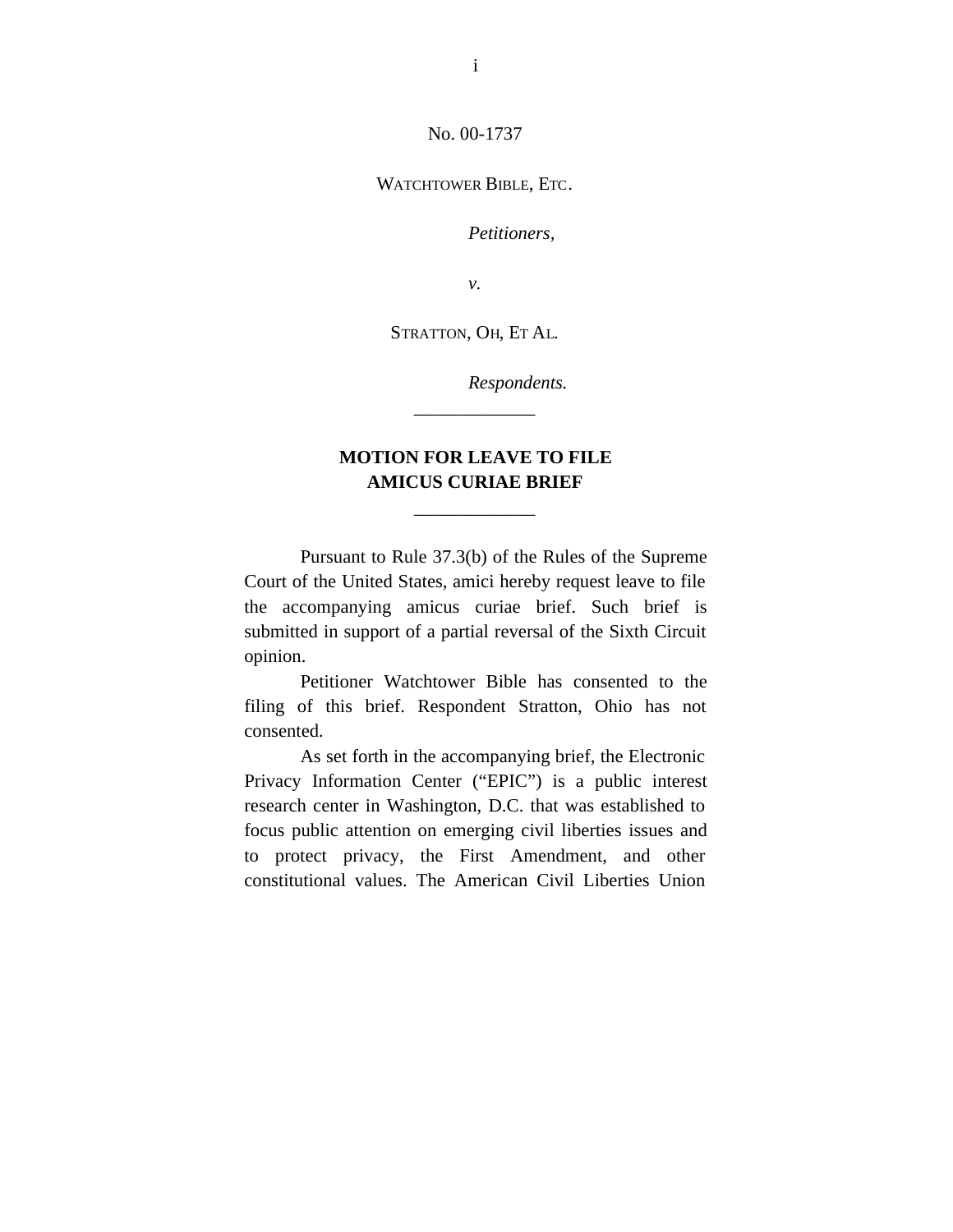No. 00-1737

WATCHTOWER BIBLE, ETC.

*Petitioners,*

*v.*

STRATTON, OH, ET AL.

*Respondents.*

---

**MOTION FOR LEAVE TO FILE AMICUS CURIAE BRIEF**

---

Pursuant to Rule 37.3(b) of the Rules of the Supreme Court of the United States, amici hereby request leave to file the accompanying amicus curiae brief. Such brief is submitted in support of a partial reversal of the Sixth Circuit opinion.

Petitioner Watchtower Bible has consented to the filing of this brief. Respondent Stratton, Ohio has not consented.

As set forth in the accompanying brief, the Electronic Privacy Information Center ("EPIC") is a public interest research center in Washington, D.C. that was established to focus public attention on emerging civil liberties issues and to protect privacy, the First Amendment, and other constitutional values. The American Civil Liberties Union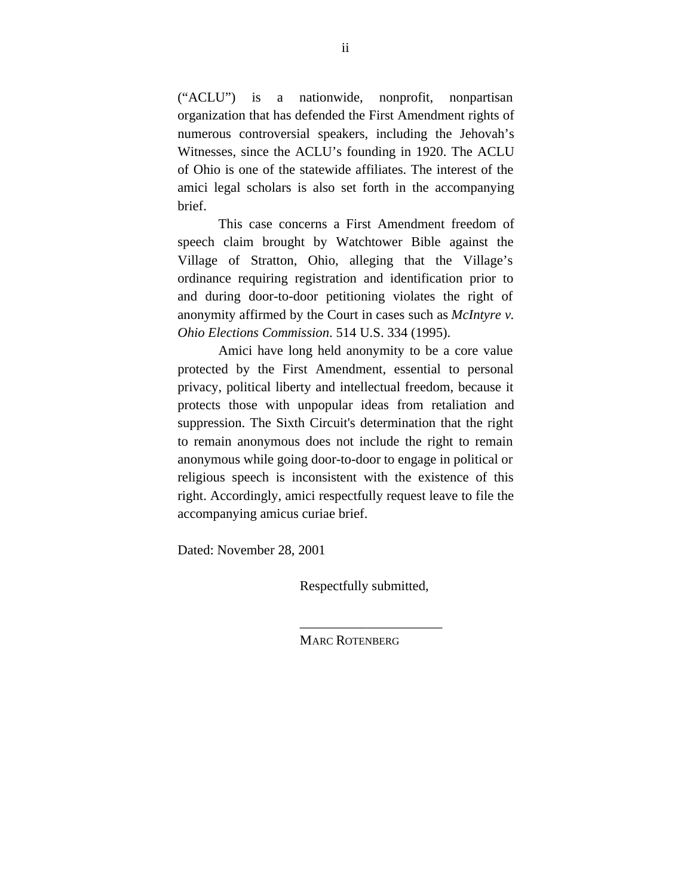("ACLU") is a nationwide, nonprofit, nonpartisan organization that has defended the First Amendment rights of numerous controversial speakers, including the Jehovah's Witnesses, since the ACLU's founding in 1920. The ACLU of Ohio is one of the statewide affiliates. The interest of the amici legal scholars is also set forth in the accompanying brief.

This case concerns a First Amendment freedom of speech claim brought by Watchtower Bible against the Village of Stratton, Ohio, alleging that the Village's ordinance requiring registration and identification prior to and during door-to-door petitioning violates the right of anonymity affirmed by the Court in cases such as *McIntyre v. Ohio Elections Commission*. 514 U.S. 334 (1995).

Amici have long held anonymity to be a core value protected by the First Amendment, essential to personal privacy, political liberty and intellectual freedom, because it protects those with unpopular ideas from retaliation and suppression. The Sixth Circuit's determination that the right to remain anonymous does not include the right to remain anonymous while going door-to-door to engage in political or religious speech is inconsistent with the existence of this right. Accordingly, amici respectfully request leave to file the accompanying amicus curiae brief.

Dated: November 28, 2001

Respectfully submitted,

____________________

MARC ROTENBERG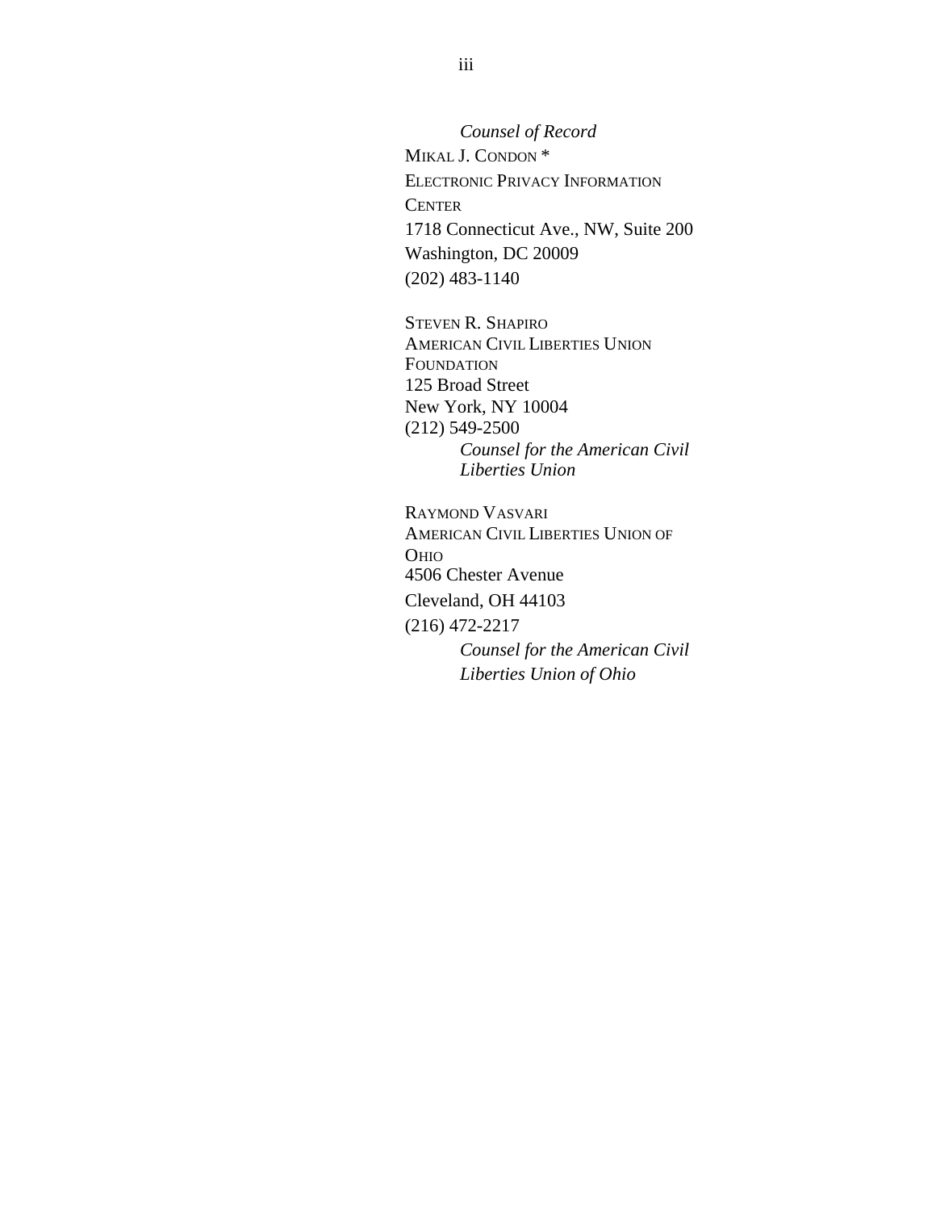*Counsel of Record*

MIKAL J. CONDON *
ELECTRONIC PRIVACY INFORMATION CENTER
1718 Connecticut Ave., NW, Suite 200
Washington, DC 20009
(202) 483-1140

STEVEN R. SHAPIRO
AMERICAN CIVIL LIBERTIES UNION FOUNDATION
125 Broad Street
New York, NY 10004
(212) 549-2500
*Counsel for the American Civil Liberties Union*

RAYMOND VASVARI
AMERICAN CIVIL LIBERTIES UNION OF OHIO
4506 Chester Avenue
Cleveland, OH 44103
(216) 472-2217
*Counsel for the American Civil Liberties Union of Ohio*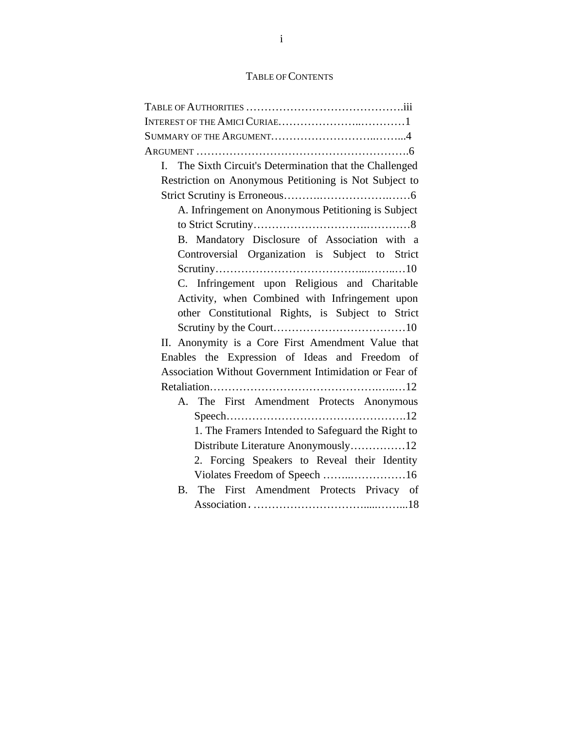## TABLE OF CONTENTS

TABLE OF AUTHORITIES .......................................iii

INTEREST OF THE AMICI CURIAE.................................1

SUMMARY OF THE ARGUMENT.....................................4

ARGUMENT ...................................................6

- I. The Sixth Circuit's Determination that the Challenged Restriction on Anonymous Petitioning is Not Subject to Strict Scrutiny is Erroneous..................................6
  - A. Infringement on Anonymous Petitioning is Subject to Strict Scrutiny.......................................8
  - B. Mandatory Disclosure of Association with a Controversial Organization is Subject to Strict Scrutiny....................................................10
  - C. Infringement upon Religious and Charitable Activity, when Combined with Infringement upon other Constitutional Rights, is Subject to Strict Scrutiny by the Court...........................................10
- II. Anonymity is a Core First Amendment Value that Enables the Expression of Ideas and Freedom of Association Without Government Intimidation or Fear of Retaliation.................................................12
  - A. The First Amendment Protects Anonymous Speech..................................................12
    - 1. The Framers Intended to Safeguard the Right to Distribute Literature Anonymously..............12
    - 2. Forcing Speakers to Reveal their Identity Violates Freedom of Speech ...........................16
  - B. The First Amendment Protects Privacy of Association.............................................18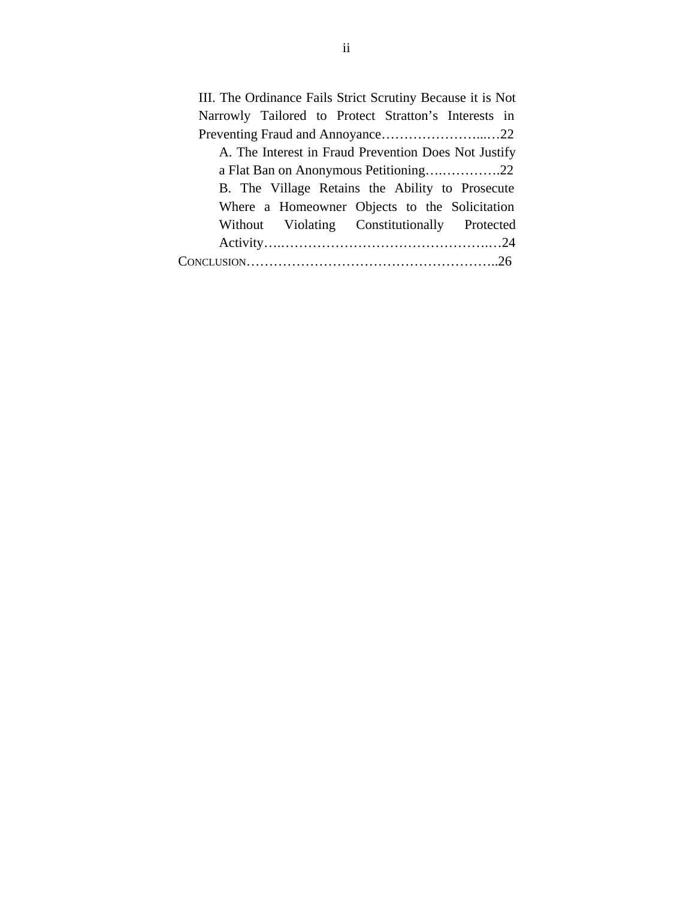III. The Ordinance Fails Strict Scrutiny Because it is Not Narrowly Tailored to Protect Stratton's Interests in Preventing Fraud and Annoyance……………………...…22

A. The Interest in Fraud Prevention Does Not Justify a Flat Ban on Anonymous Petitioning…..………….22

B. The Village Retains the Ability to Prosecute Where a Homeowner Objects to the Solicitation Without Violating Constitutionally Protected Activity…..……………………………………….…24

CONCLUSION………………………………………………..26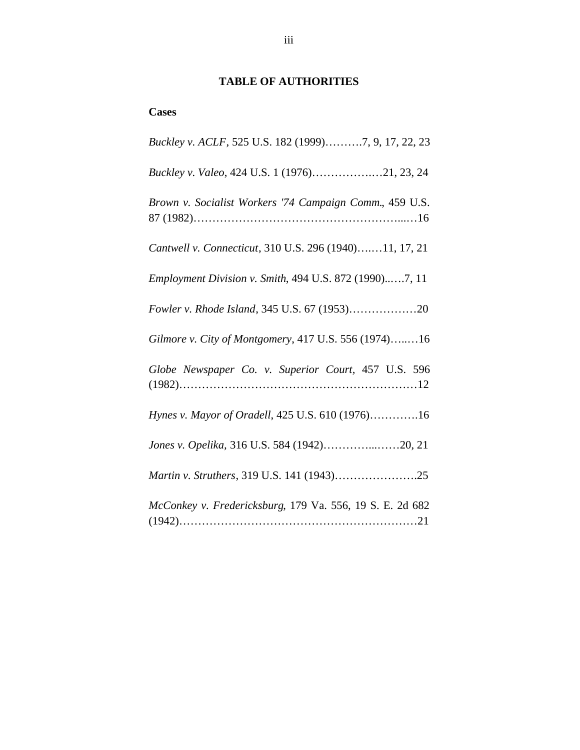## TABLE OF AUTHORITIES

### Cases

*Buckley v. ACLF*, 525 U.S. 182 (1999)……….7, 9, 17, 22, 23

*Buckley v. Valeo*, 424 U.S. 1 (1976)……………..…21, 23, 24

*Brown v. Socialist Workers '74 Campaign Comm.*, 459 U.S. 87 (1982)……………………………………………...…16

*Cantwell v. Connecticut*, 310 U.S. 296 (1940)….…11, 17, 21

*Employment Division v. Smith*, 494 U.S. 872 (1990)...….7, 11

*Fowler v. Rhode Island*, 345 U.S. 67 (1953)………………20

*Gilmore v. City of Montgomery*, 417 U.S. 556 (1974)…...…16

*Globe Newspaper Co. v. Superior Court*, 457 U.S. 596 (1982)……………………………………………………12

*Hynes v. Mayor of Oradell*, 425 U.S. 610 (1976)………….16

*Jones v. Opelika*, 316 U.S. 584 (1942)…………...……20, 21

*Martin v. Struthers*, 319 U.S. 141 (1943)………………….25

*McConkey v. Fredericksburg*, 179 Va. 556, 19 S. E. 2d 682 (1942)……………………………………………………21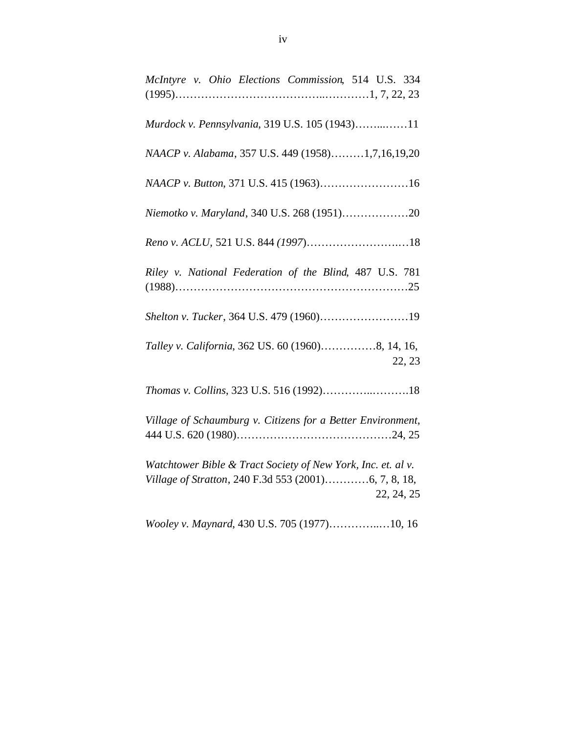*McIntyre v. Ohio Elections Commission*, 514 U.S. 334 (1995)……………………………….…………1, 7, 22, 23

*Murdock v. Pennsylvania*, 319 U.S. 105 (1943)……...……11

*NAACP v. Alabama*, 357 U.S. 449 (1958)………1,7,16,19,20

*NAACP v. Button*, 371 U.S. 415 (1963)……………………16

*Niemotko v. Maryland*, 340 U.S. 268 (1951)………………20

*Reno v. ACLU*, 521 U.S. 844 *(1997*)……………………..…18

*Riley v. National Federation of the Blind*, 487 U.S. 781 (1988)……………………………………………………25

*Shelton v. Tucker*, 364 U.S. 479 (1960)……………………19

*Talley v. California*, 362 US. 60 (1960)……………8, 14, 16, 22, 23

*Thomas v. Collins*, 323 U.S. 516 (1992)…………..……….18

*Village of Schaumburg v. Citizens for a Better Environment*, 444 U.S. 620 (1980)……………………………………24, 25

*Watchtower Bible & Tract Society of New York, Inc. et. al v. Village of Stratton*, 240 F.3d 553 (2001)…………6, 7, 8, 18, 22, 24, 25

*Wooley v. Maynard*, 430 U.S. 705 (1977)…………..…10, 16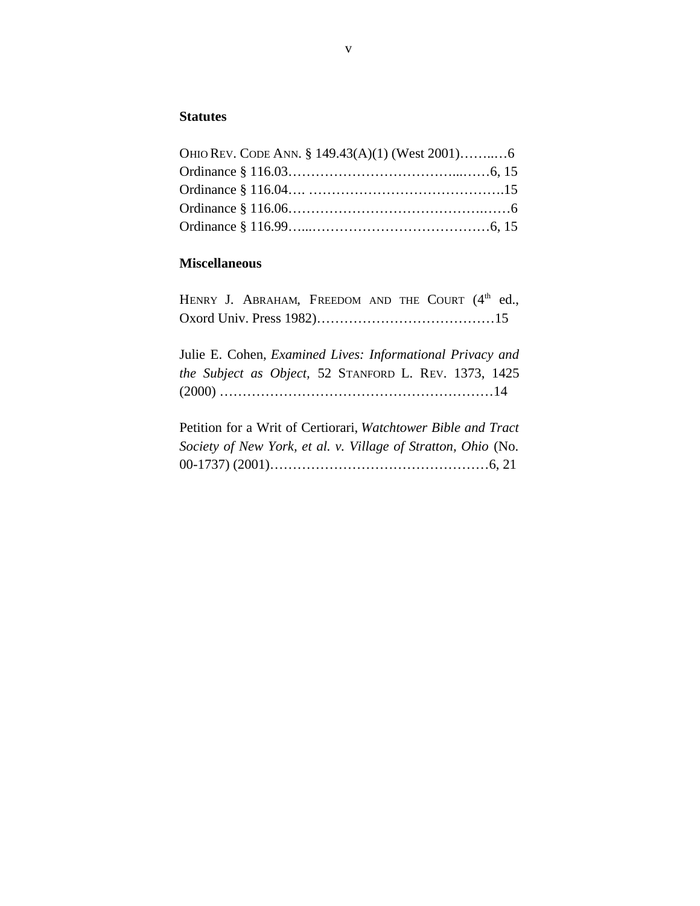**Statutes**

OHIO REV. CODE ANN. § 149.43(A)(1) (West 2001)……..…6
Ordinance § 116.03………………………………...……6, 15
Ordinance § 116.04…. …………………………………….15
Ordinance § 116.06………………………………….……6
Ordinance § 116.99…...…………………………………6, 15

**Miscellaneous**

HENRY J. ABRAHAM, FREEDOM AND THE COURT (4th ed., Oxord Univ. Press 1982)…………………………………15

Julie E. Cohen, *Examined Lives: Informational Privacy and the Subject as Object*, 52 STANFORD L. REV. 1373, 1425 (2000) ……………………………………………………14

Petition for a Writ of Certiorari, *Watchtower Bible and Tract Society of New York, et al. v. Village of Stratton, Ohio* (No. 00-1737) (2001)…………………………………………6, 21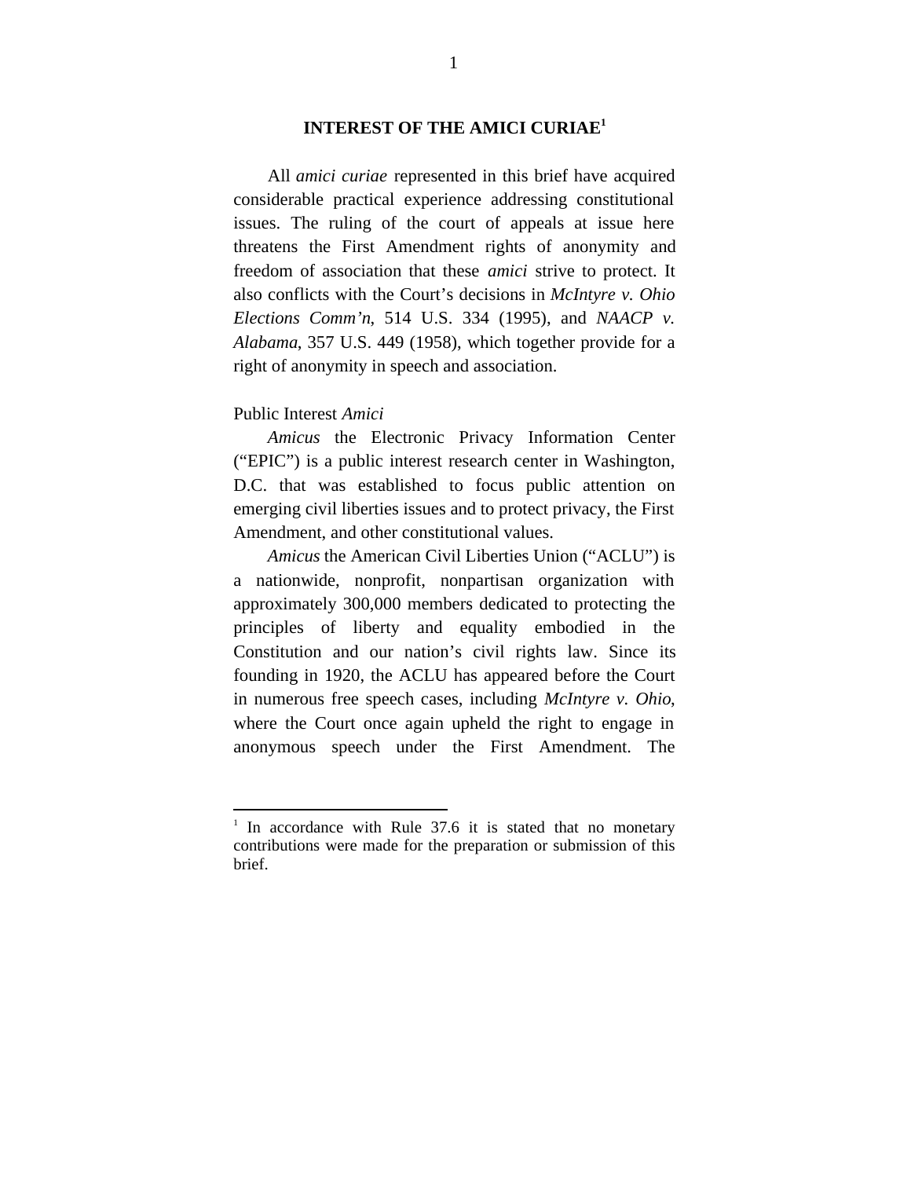## INTEREST OF THE AMICI CURIAE[1]

All *amici curiae* represented in this brief have acquired considerable practical experience addressing constitutional issues. The ruling of the court of appeals at issue here threatens the First Amendment rights of anonymity and freedom of association that these *amici* strive to protect. It also conflicts with the Court's decisions in *McIntyre v. Ohio Elections Comm'n*, 514 U.S. 334 (1995), and *NAACP v. Alabama*, 357 U.S. 449 (1958), which together provide for a right of anonymity in speech and association.

Public Interest *Amici*

*Amicus* the Electronic Privacy Information Center ("EPIC") is a public interest research center in Washington, D.C. that was established to focus public attention on emerging civil liberties issues and to protect privacy, the First Amendment, and other constitutional values.

*Amicus* the American Civil Liberties Union ("ACLU") is a nationwide, nonprofit, nonpartisan organization with approximately 300,000 members dedicated to protecting the principles of liberty and equality embodied in the Constitution and our nation's civil rights law. Since its founding in 1920, the ACLU has appeared before the Court in numerous free speech cases, including *McIntyre v. Ohio*, where the Court once again upheld the right to engage in anonymous speech under the First Amendment. The

---

[1] In accordance with Rule 37.6 it is stated that no monetary contributions were made for the preparation or submission of this brief.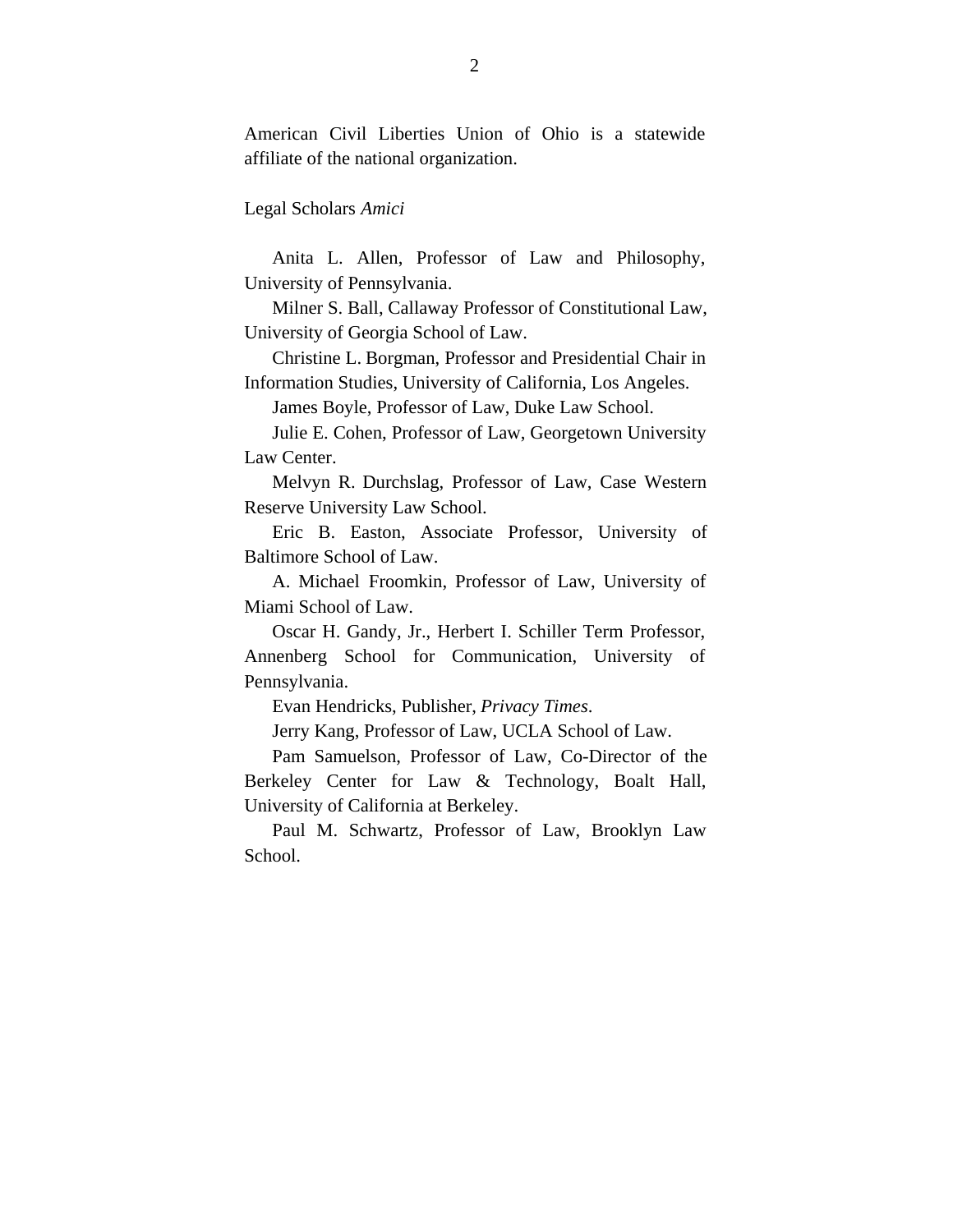American Civil Liberties Union of Ohio is a statewide affiliate of the national organization.

Legal Scholars *Amici*

Anita L. Allen, Professor of Law and Philosophy, University of Pennsylvania.

Milner S. Ball, Callaway Professor of Constitutional Law, University of Georgia School of Law.

Christine L. Borgman, Professor and Presidential Chair in Information Studies, University of California, Los Angeles.

James Boyle, Professor of Law, Duke Law School.

Julie E. Cohen, Professor of Law, Georgetown University Law Center.

Melvyn R. Durchslag, Professor of Law, Case Western Reserve University Law School.

Eric B. Easton, Associate Professor, University of Baltimore School of Law.

A. Michael Froomkin, Professor of Law, University of Miami School of Law.

Oscar H. Gandy, Jr., Herbert I. Schiller Term Professor, Annenberg School for Communication, University of Pennsylvania.

Evan Hendricks, Publisher, *Privacy Times*.

Jerry Kang, Professor of Law, UCLA School of Law.

Pam Samuelson, Professor of Law, Co-Director of the Berkeley Center for Law & Technology, Boalt Hall, University of California at Berkeley.

Paul M. Schwartz, Professor of Law, Brooklyn Law School.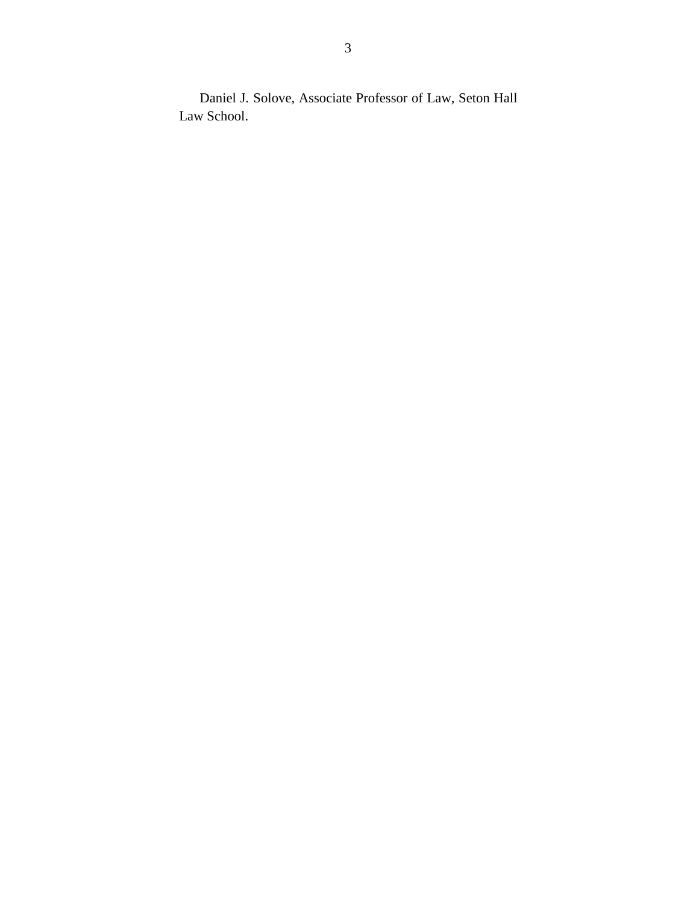Daniel J. Solove, Associate Professor of Law, Seton Hall Law School.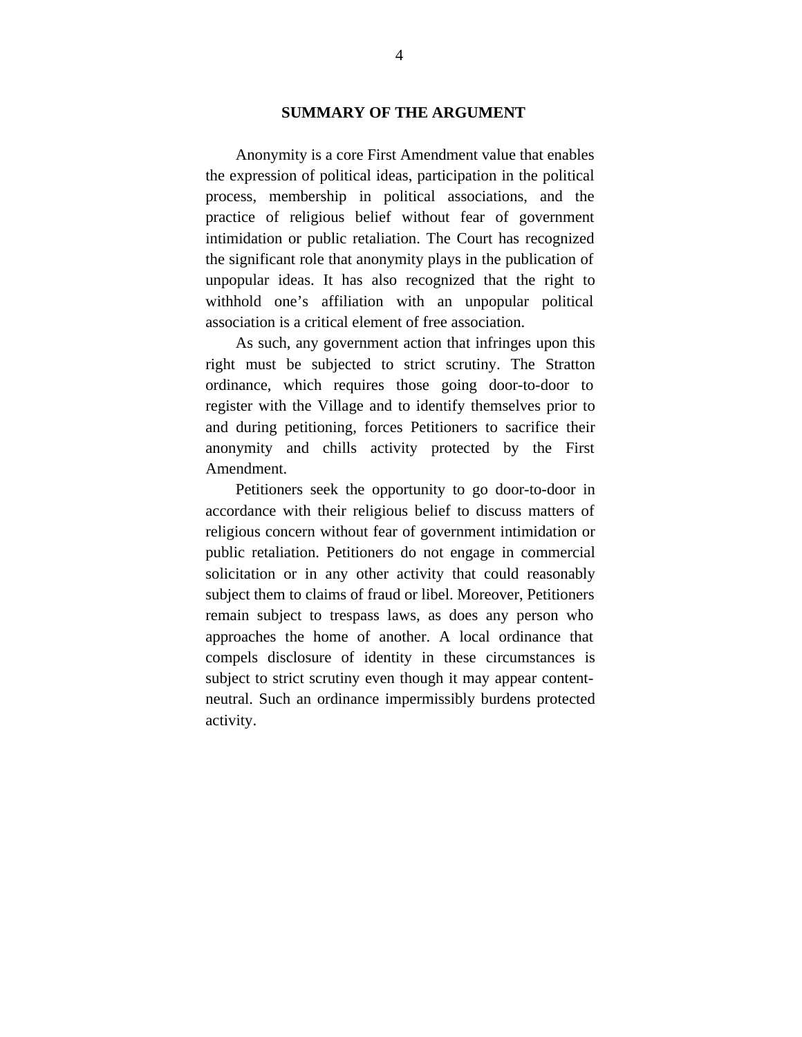## SUMMARY OF THE ARGUMENT

Anonymity is a core First Amendment value that enables the expression of political ideas, participation in the political process, membership in political associations, and the practice of religious belief without fear of government intimidation or public retaliation. The Court has recognized the significant role that anonymity plays in the publication of unpopular ideas. It has also recognized that the right to withhold one's affiliation with an unpopular political association is a critical element of free association.

As such, any government action that infringes upon this right must be subjected to strict scrutiny. The Stratton ordinance, which requires those going door-to-door to register with the Village and to identify themselves prior to and during petitioning, forces Petitioners to sacrifice their anonymity and chills activity protected by the First Amendment.

Petitioners seek the opportunity to go door-to-door in accordance with their religious belief to discuss matters of religious concern without fear of government intimidation or public retaliation. Petitioners do not engage in commercial solicitation or in any other activity that could reasonably subject them to claims of fraud or libel. Moreover, Petitioners remain subject to trespass laws, as does any person who approaches the home of another. A local ordinance that compels disclosure of identity in these circumstances is subject to strict scrutiny even though it may appear content-neutral. Such an ordinance impermissibly burdens protected activity.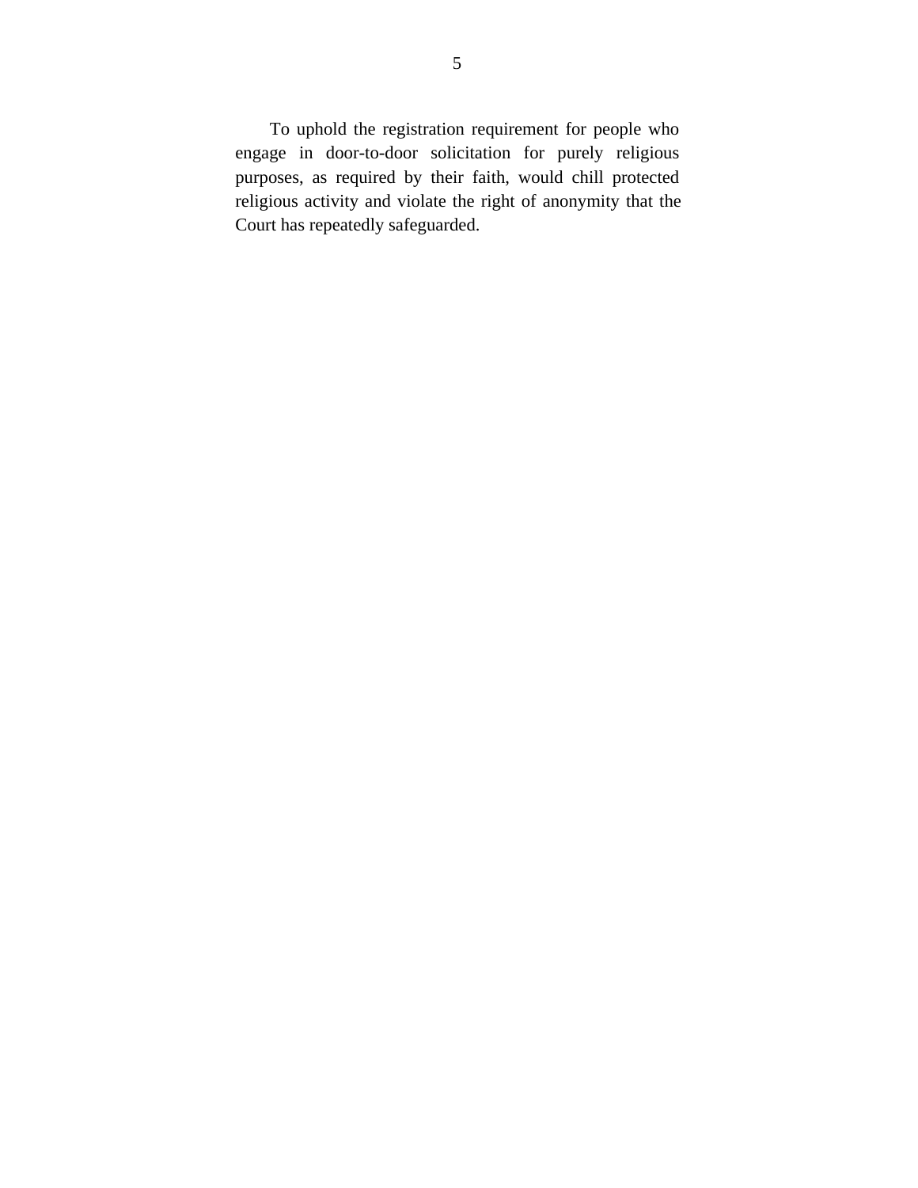To uphold the registration requirement for people who engage in door-to-door solicitation for purely religious purposes, as required by their faith, would chill protected religious activity and violate the right of anonymity that the Court has repeatedly safeguarded.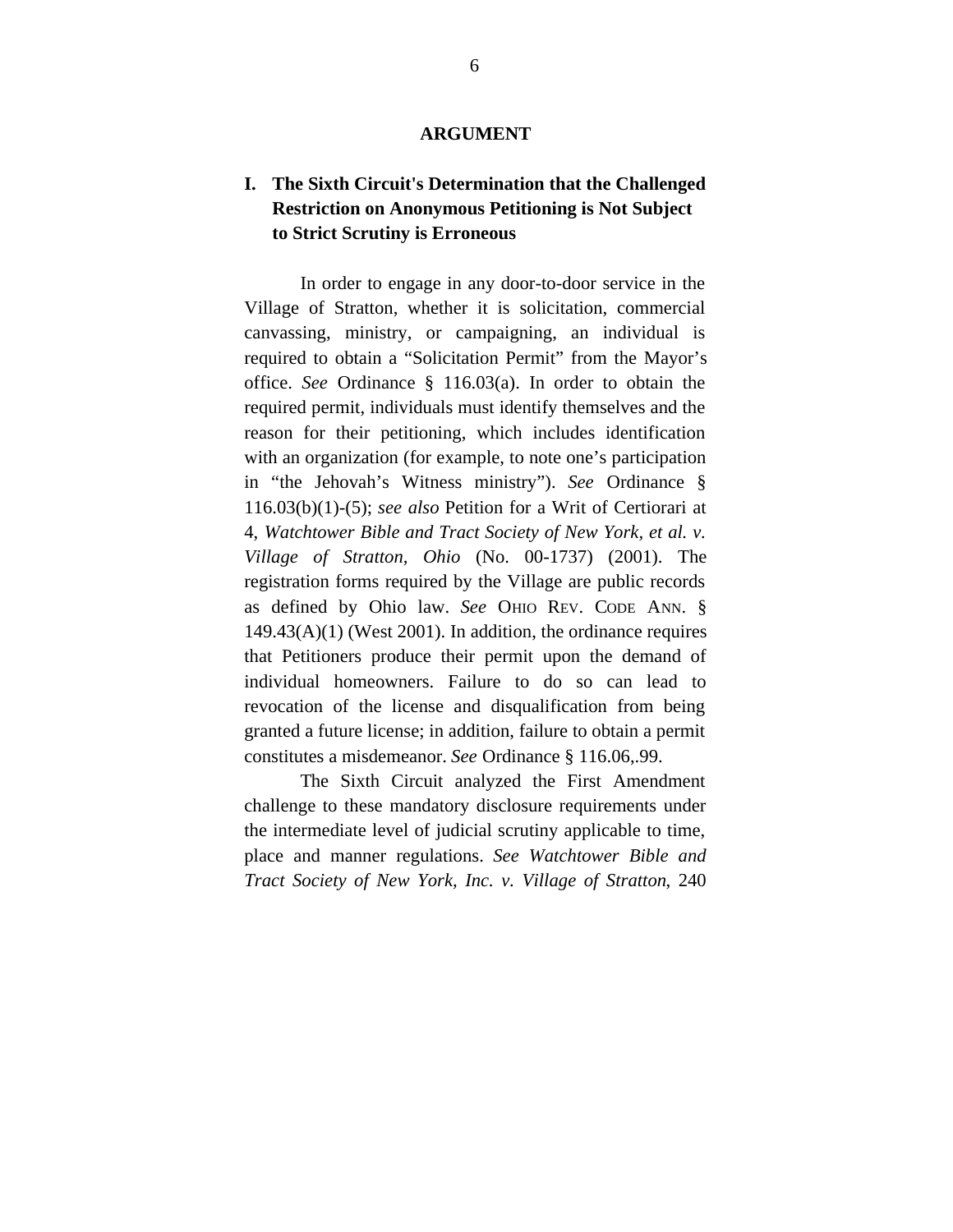## ARGUMENT

### I. The Sixth Circuit's Determination that the Challenged Restriction on Anonymous Petitioning is Not Subject to Strict Scrutiny is Erroneous

In order to engage in any door-to-door service in the Village of Stratton, whether it is solicitation, commercial canvassing, ministry, or campaigning, an individual is required to obtain a "Solicitation Permit" from the Mayor's office. *See* Ordinance § 116.03(a). In order to obtain the required permit, individuals must identify themselves and the reason for their petitioning, which includes identification with an organization (for example, to note one's participation in "the Jehovah's Witness ministry"). *See* Ordinance § 116.03(b)(1)-(5); *see also* Petition for a Writ of Certiorari at 4, *Watchtower Bible and Tract Society of New York, et al. v. Village of Stratton, Ohio* (No. 00-1737) (2001). The registration forms required by the Village are public records as defined by Ohio law. *See* OHIO REV. CODE ANN. § 149.43(A)(1) (West 2001). In addition, the ordinance requires that Petitioners produce their permit upon the demand of individual homeowners. Failure to do so can lead to revocation of the license and disqualification from being granted a future license; in addition, failure to obtain a permit constitutes a misdemeanor. *See* Ordinance § 116.06,.99.

The Sixth Circuit analyzed the First Amendment challenge to these mandatory disclosure requirements under the intermediate level of judicial scrutiny applicable to time, place and manner regulations. *See Watchtower Bible and Tract Society of New York, Inc. v. Village of Stratton*, 240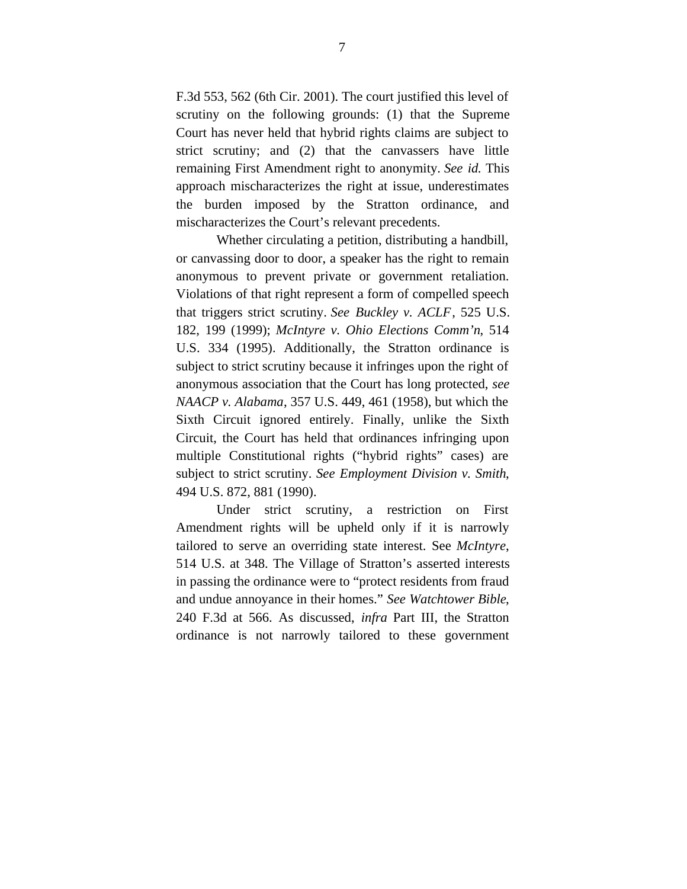F.3d 553, 562 (6th Cir. 2001). The court justified this level of scrutiny on the following grounds: (1) that the Supreme Court has never held that hybrid rights claims are subject to strict scrutiny; and (2) that the canvassers have little remaining First Amendment right to anonymity. *See id.* This approach mischaracterizes the right at issue, underestimates the burden imposed by the Stratton ordinance, and mischaracterizes the Court's relevant precedents.

Whether circulating a petition, distributing a handbill, or canvassing door to door, a speaker has the right to remain anonymous to prevent private or government retaliation. Violations of that right represent a form of compelled speech that triggers strict scrutiny. *See Buckley v. ACLF*, 525 U.S. 182, 199 (1999); *McIntyre v. Ohio Elections Comm'n*, 514 U.S. 334 (1995). Additionally, the Stratton ordinance is subject to strict scrutiny because it infringes upon the right of anonymous association that the Court has long protected, *see NAACP v. Alabama*, 357 U.S. 449, 461 (1958), but which the Sixth Circuit ignored entirely. Finally, unlike the Sixth Circuit, the Court has held that ordinances infringing upon multiple Constitutional rights ("hybrid rights" cases) are subject to strict scrutiny. *See Employment Division v. Smith*, 494 U.S. 872, 881 (1990).

Under strict scrutiny, a restriction on First Amendment rights will be upheld only if it is narrowly tailored to serve an overriding state interest. See *McIntyre*, 514 U.S. at 348. The Village of Stratton's asserted interests in passing the ordinance were to "protect residents from fraud and undue annoyance in their homes." *See Watchtower Bible*, 240 F.3d at 566. As discussed, *infra* Part III, the Stratton ordinance is not narrowly tailored to these government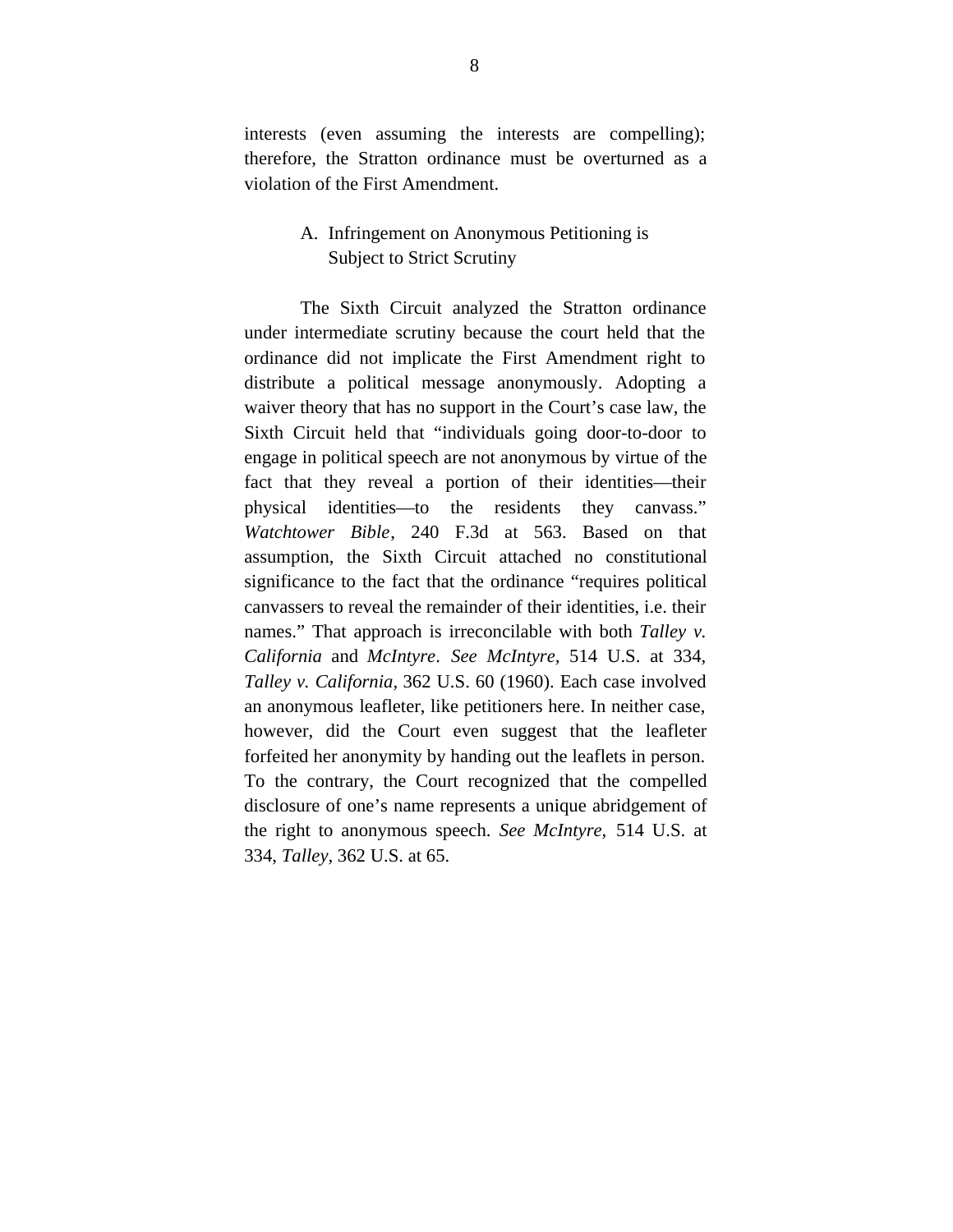interests (even assuming the interests are compelling); therefore, the Stratton ordinance must be overturned as a violation of the First Amendment.

### A. Infringement on Anonymous Petitioning is Subject to Strict Scrutiny

The Sixth Circuit analyzed the Stratton ordinance under intermediate scrutiny because the court held that the ordinance did not implicate the First Amendment right to distribute a political message anonymously. Adopting a waiver theory that has no support in the Court's case law, the Sixth Circuit held that "individuals going door-to-door to engage in political speech are not anonymous by virtue of the fact that they reveal a portion of their identities—their physical identities—to the residents they canvass." *Watchtower Bible*, 240 F.3d at 563. Based on that assumption, the Sixth Circuit attached no constitutional significance to the fact that the ordinance "requires political canvassers to reveal the remainder of their identities, i.e. their names." That approach is irreconcilable with both *Talley v. California* and *McIntyre*. *See McIntyre*, 514 U.S. at 334, *Talley v. California*, 362 U.S. 60 (1960). Each case involved an anonymous leafleter, like petitioners here. In neither case, however, did the Court even suggest that the leafleter forfeited her anonymity by handing out the leaflets in person. To the contrary, the Court recognized that the compelled disclosure of one's name represents a unique abridgement of the right to anonymous speech. *See McIntyre*, 514 U.S. at 334, *Talley*, 362 U.S. at 65.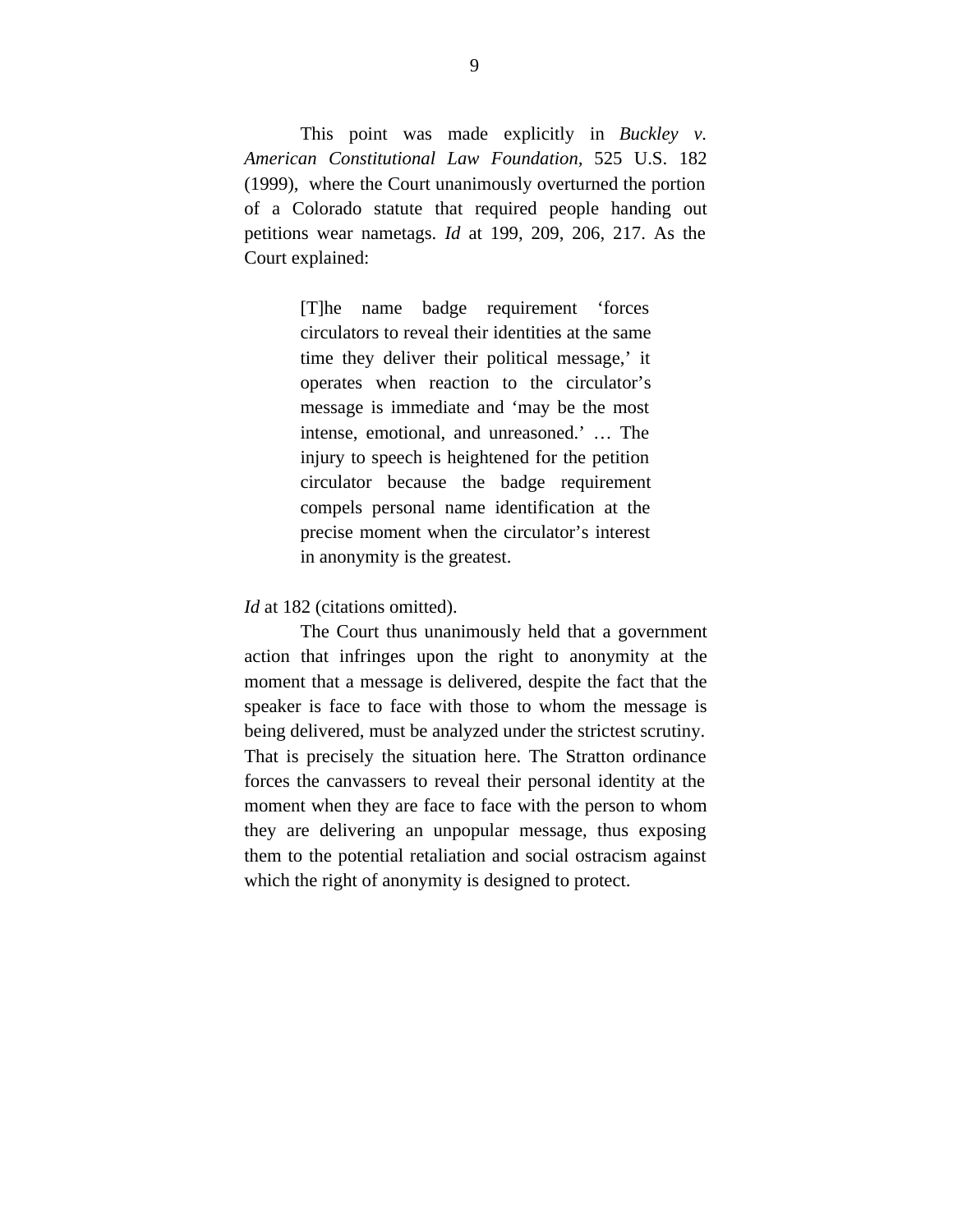This point was made explicitly in *Buckley v. American Constitutional Law Foundation*, 525 U.S. 182 (1999), where the Court unanimously overturned the portion of a Colorado statute that required people handing out petitions wear nametags. *Id* at 199, 209, 206, 217. As the Court explained:

> [T]he name badge requirement 'forces circulators to reveal their identities at the same time they deliver their political message,' it operates when reaction to the circulator's message is immediate and 'may be the most intense, emotional, and unreasoned.' … The injury to speech is heightened for the petition circulator because the badge requirement compels personal name identification at the precise moment when the circulator's interest in anonymity is the greatest.

*Id* at 182 (citations omitted).

The Court thus unanimously held that a government action that infringes upon the right to anonymity at the moment that a message is delivered, despite the fact that the speaker is face to face with those to whom the message is being delivered, must be analyzed under the strictest scrutiny. That is precisely the situation here. The Stratton ordinance forces the canvassers to reveal their personal identity at the moment when they are face to face with the person to whom they are delivering an unpopular message, thus exposing them to the potential retaliation and social ostracism against which the right of anonymity is designed to protect.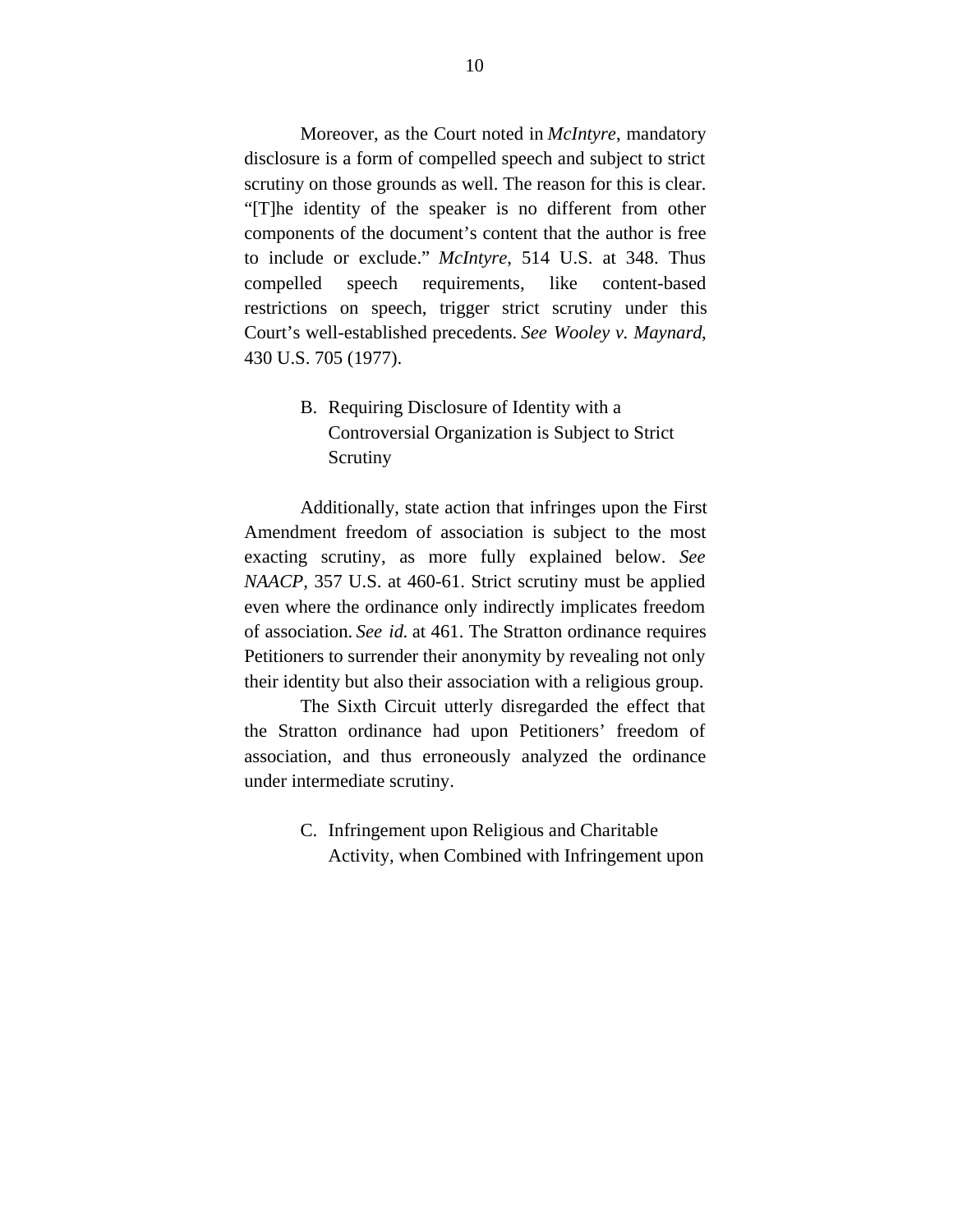Moreover, as the Court noted in *McIntyre*, mandatory disclosure is a form of compelled speech and subject to strict scrutiny on those grounds as well. The reason for this is clear. "[T]he identity of the speaker is no different from other components of the document's content that the author is free to include or exclude." *McIntyre*, 514 U.S. at 348. Thus compelled speech requirements, like content-based restrictions on speech, trigger strict scrutiny under this Court's well-established precedents. *See Wooley v. Maynard*, 430 U.S. 705 (1977).

### B. Requiring Disclosure of Identity with a Controversial Organization is Subject to Strict Scrutiny

Additionally, state action that infringes upon the First Amendment freedom of association is subject to the most exacting scrutiny, as more fully explained below. *See NAACP*, 357 U.S. at 460-61. Strict scrutiny must be applied even where the ordinance only indirectly implicates freedom of association. *See id.* at 461. The Stratton ordinance requires Petitioners to surrender their anonymity by revealing not only their identity but also their association with a religious group.

The Sixth Circuit utterly disregarded the effect that the Stratton ordinance had upon Petitioners' freedom of association, and thus erroneously analyzed the ordinance under intermediate scrutiny.

### C. Infringement upon Religious and Charitable Activity, when Combined with Infringement upon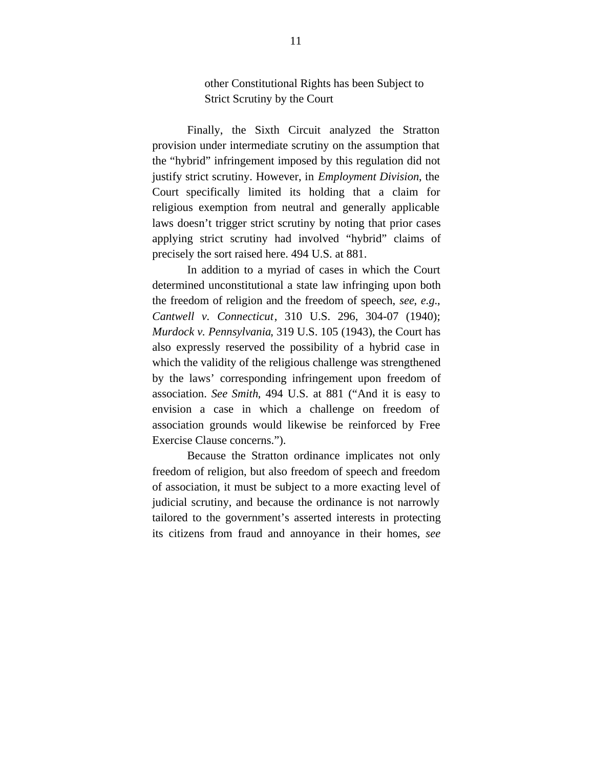other Constitutional Rights has been Subject to Strict Scrutiny by the Court

Finally, the Sixth Circuit analyzed the Stratton provision under intermediate scrutiny on the assumption that the "hybrid" infringement imposed by this regulation did not justify strict scrutiny. However, in *Employment Division*, the Court specifically limited its holding that a claim for religious exemption from neutral and generally applicable laws doesn't trigger strict scrutiny by noting that prior cases applying strict scrutiny had involved "hybrid" claims of precisely the sort raised here. 494 U.S. at 881.

In addition to a myriad of cases in which the Court determined unconstitutional a state law infringing upon both the freedom of religion and the freedom of speech, *see, e.g.*, *Cantwell v. Connecticut*, 310 U.S. 296, 304-07 (1940); *Murdock v. Pennsylvania*, 319 U.S. 105 (1943), the Court has also expressly reserved the possibility of a hybrid case in which the validity of the religious challenge was strengthened by the laws' corresponding infringement upon freedom of association. *See Smith*, 494 U.S. at 881 ("And it is easy to envision a case in which a challenge on freedom of association grounds would likewise be reinforced by Free Exercise Clause concerns.").

Because the Stratton ordinance implicates not only freedom of religion, but also freedom of speech and freedom of association, it must be subject to a more exacting level of judicial scrutiny, and because the ordinance is not narrowly tailored to the government's asserted interests in protecting its citizens from fraud and annoyance in their homes, *see*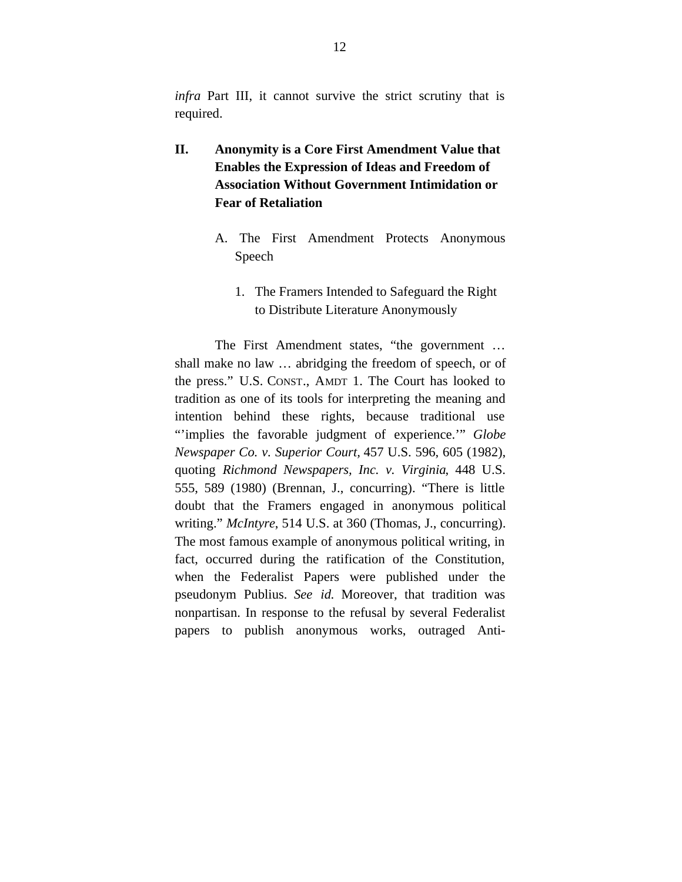*infra* Part III, it cannot survive the strict scrutiny that is required.

## II. Anonymity is a Core First Amendment Value that Enables the Expression of Ideas and Freedom of Association Without Government Intimidation or Fear of Retaliation

### A. The First Amendment Protects Anonymous Speech

#### 1. The Framers Intended to Safeguard the Right to Distribute Literature Anonymously

The First Amendment states, "the government … shall make no law … abridging the freedom of speech, or of the press." U.S. CONST., AMDT 1. The Court has looked to tradition as one of its tools for interpreting the meaning and intention behind these rights, because traditional use "'implies the favorable judgment of experience.'" *Globe Newspaper Co. v. Superior Court*, 457 U.S. 596, 605 (1982), quoting *Richmond Newspapers, Inc. v. Virginia*, 448 U.S. 555, 589 (1980) (Brennan, J., concurring). "There is little doubt that the Framers engaged in anonymous political writing." *McIntyre*, 514 U.S. at 360 (Thomas, J., concurring). The most famous example of anonymous political writing, in fact, occurred during the ratification of the Constitution, when the Federalist Papers were published under the pseudonym Publius. *See id.* Moreover, that tradition was nonpartisan. In response to the refusal by several Federalist papers to publish anonymous works, outraged Anti-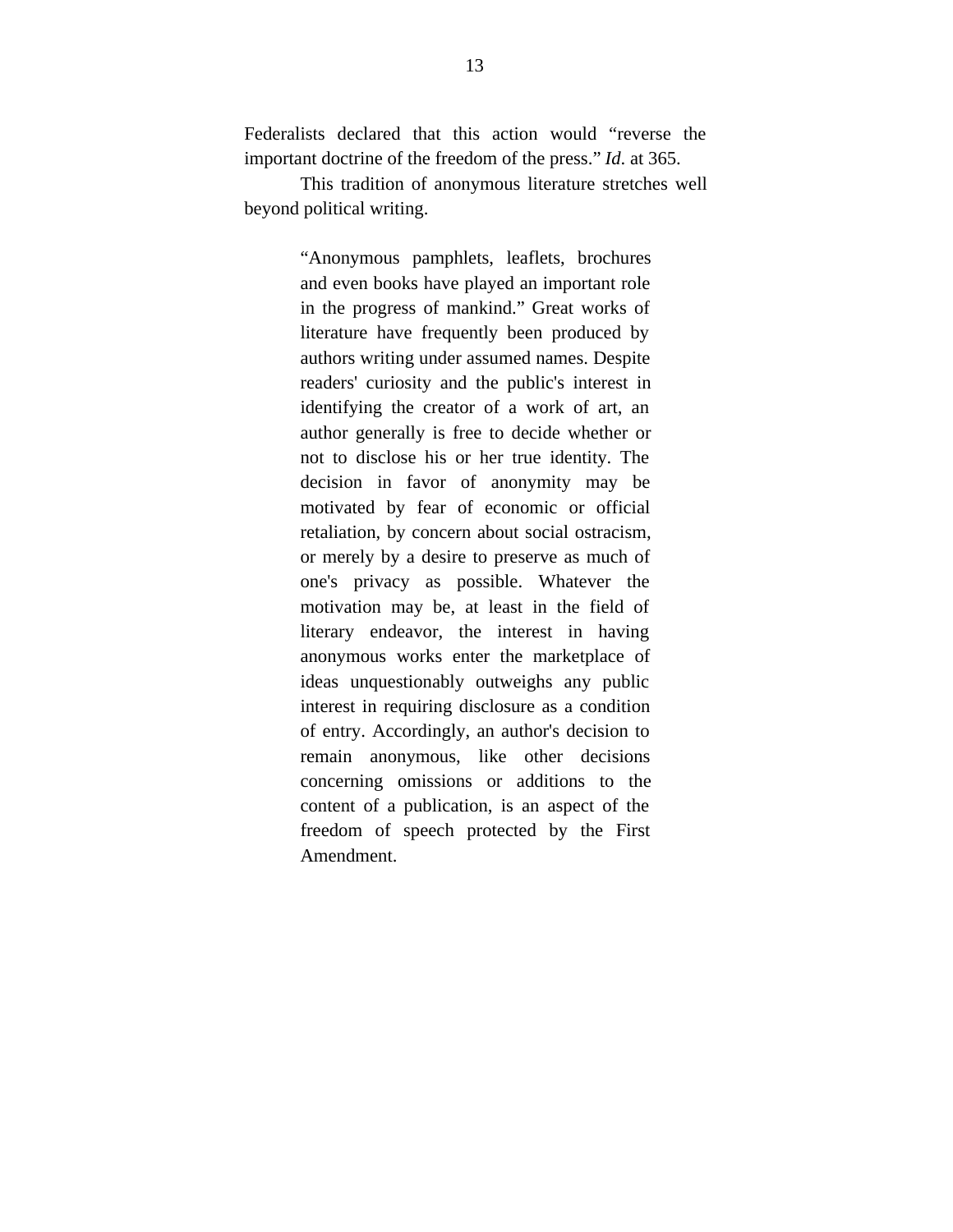Federalists declared that this action would "reverse the important doctrine of the freedom of the press." *Id*. at 365.

This tradition of anonymous literature stretches well beyond political writing.

> "Anonymous pamphlets, leaflets, brochures and even books have played an important role in the progress of mankind." Great works of literature have frequently been produced by authors writing under assumed names. Despite readers' curiosity and the public's interest in identifying the creator of a work of art, an author generally is free to decide whether or not to disclose his or her true identity. The decision in favor of anonymity may be motivated by fear of economic or official retaliation, by concern about social ostracism, or merely by a desire to preserve as much of one's privacy as possible. Whatever the motivation may be, at least in the field of literary endeavor, the interest in having anonymous works enter the marketplace of ideas unquestionably outweighs any public interest in requiring disclosure as a condition of entry. Accordingly, an author's decision to remain anonymous, like other decisions concerning omissions or additions to the content of a publication, is an aspect of the freedom of speech protected by the First Amendment.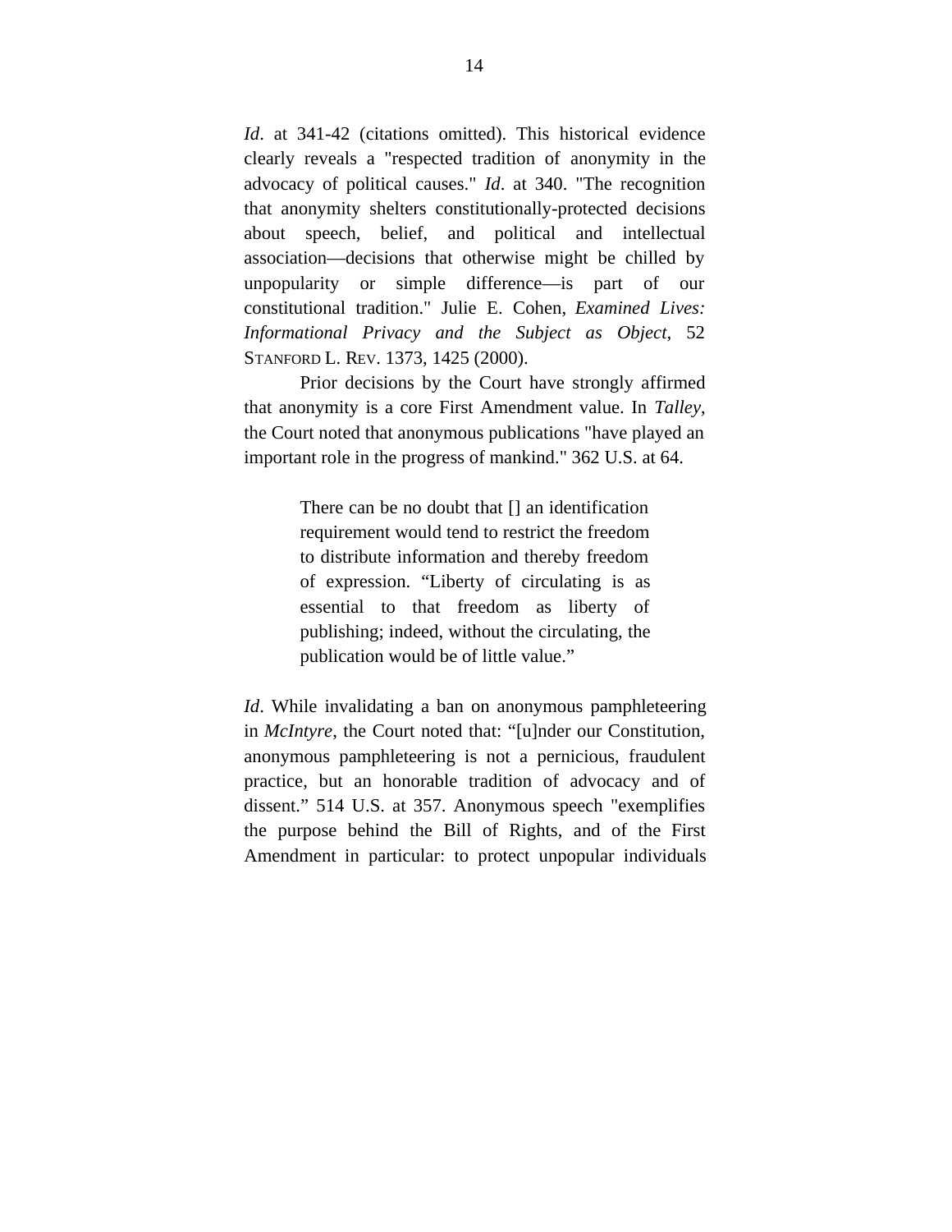*Id*. at 341-42 (citations omitted). This historical evidence clearly reveals a "respected tradition of anonymity in the advocacy of political causes." *Id*. at 340. "The recognition that anonymity shelters constitutionally-protected decisions about speech, belief, and political and intellectual association—decisions that otherwise might be chilled by unpopularity or simple difference—is part of our constitutional tradition." Julie E. Cohen, *Examined Lives: Informational Privacy and the Subject as Object*, 52 STANFORD L. REV. 1373, 1425 (2000).

Prior decisions by the Court have strongly affirmed that anonymity is a core First Amendment value. In *Talley*, the Court noted that anonymous publications "have played an important role in the progress of mankind." 362 U.S. at 64.

> There can be no doubt that [] an identification requirement would tend to restrict the freedom to distribute information and thereby freedom of expression. "Liberty of circulating is as essential to that freedom as liberty of publishing; indeed, without the circulating, the publication would be of little value."

*Id*. While invalidating a ban on anonymous pamphleteering in *McIntyre*, the Court noted that: "[u]nder our Constitution, anonymous pamphleteering is not a pernicious, fraudulent practice, but an honorable tradition of advocacy and of dissent." 514 U.S. at 357. Anonymous speech "exemplifies the purpose behind the Bill of Rights, and of the First Amendment in particular: to protect unpopular individuals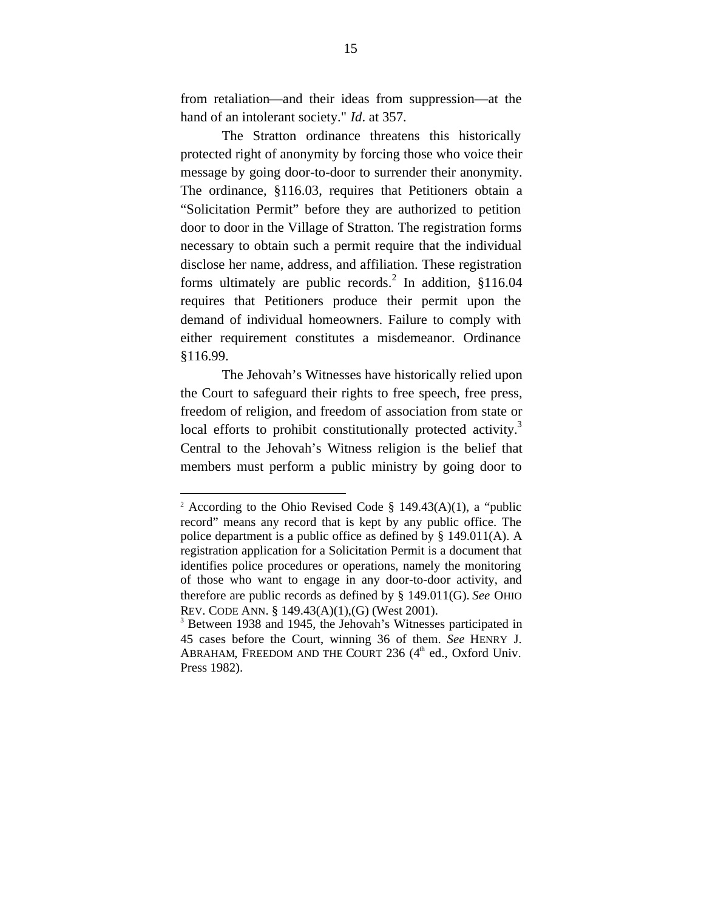from retaliation—and their ideas from suppression—at the hand of an intolerant society." *Id*. at 357.

The Stratton ordinance threatens this historically protected right of anonymity by forcing those who voice their message by going door-to-door to surrender their anonymity. The ordinance, §116.03, requires that Petitioners obtain a "Solicitation Permit" before they are authorized to petition door to door in the Village of Stratton. The registration forms necessary to obtain such a permit require that the individual disclose her name, address, and affiliation. These registration forms ultimately are public records.[2] In addition, §116.04 requires that Petitioners produce their permit upon the demand of individual homeowners. Failure to comply with either requirement constitutes a misdemeanor. Ordinance §116.99.

The Jehovah's Witnesses have historically relied upon the Court to safeguard their rights to free speech, free press, freedom of religion, and freedom of association from state or local efforts to prohibit constitutionally protected activity.[3] Central to the Jehovah's Witness religion is the belief that members must perform a public ministry by going door to

---

[2] According to the Ohio Revised Code § 149.43(A)(1), a "public record" means any record that is kept by any public office. The police department is a public office as defined by § 149.011(A). A registration application for a Solicitation Permit is a document that identifies police procedures or operations, namely the monitoring of those who want to engage in any door-to-door activity, and therefore are public records as defined by § 149.011(G). *See* OHIO REV. CODE ANN. § 149.43(A)(1),(G) (West 2001).

[3] Between 1938 and 1945, the Jehovah's Witnesses participated in 45 cases before the Court, winning 36 of them. *See* HENRY J. ABRAHAM, FREEDOM AND THE COURT 236 (4th ed., Oxford Univ. Press 1982).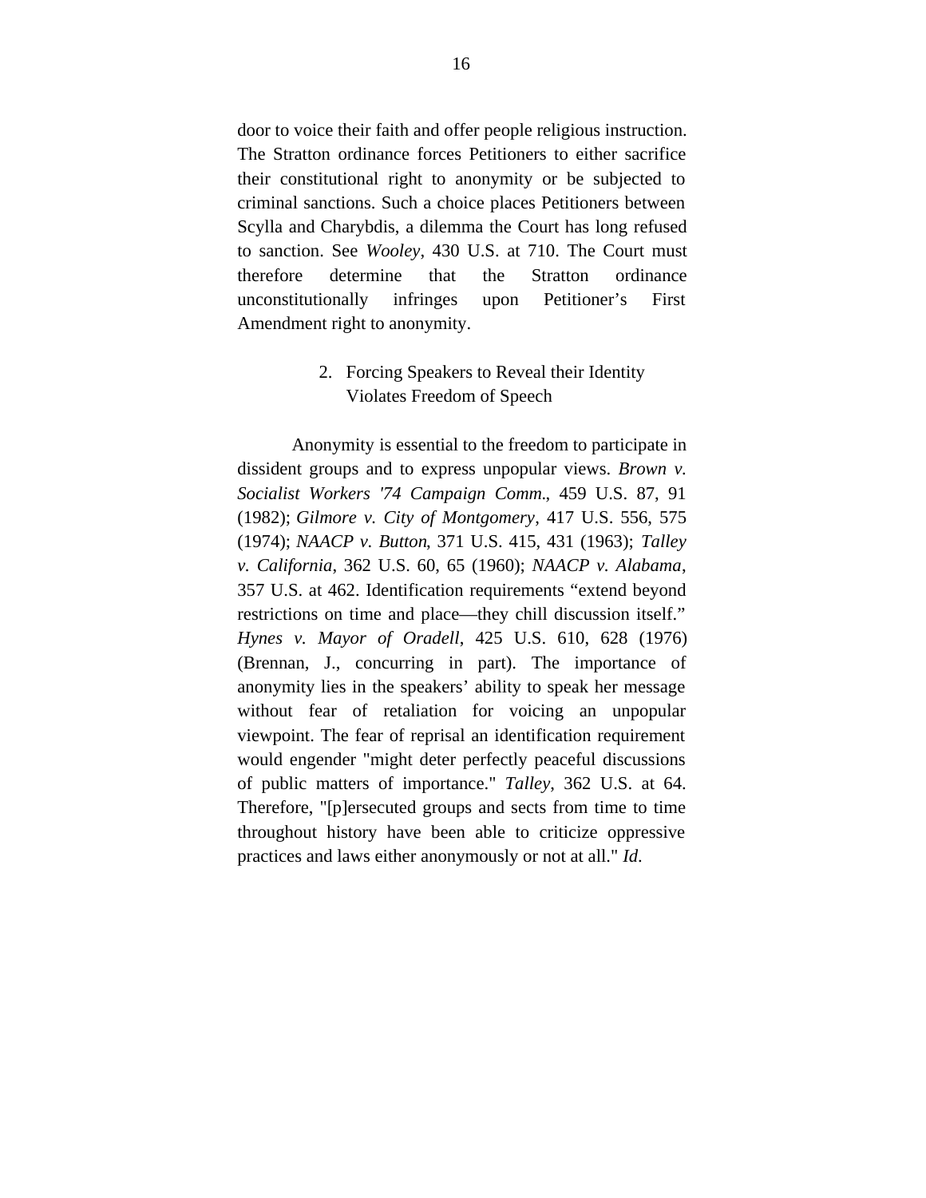door to voice their faith and offer people religious instruction. The Stratton ordinance forces Petitioners to either sacrifice their constitutional right to anonymity or be subjected to criminal sanctions. Such a choice places Petitioners between Scylla and Charybdis, a dilemma the Court has long refused to sanction. See *Wooley*, 430 U.S. at 710. The Court must therefore determine that the Stratton ordinance unconstitutionally infringes upon Petitioner's First Amendment right to anonymity.

### 2. Forcing Speakers to Reveal their Identity Violates Freedom of Speech

Anonymity is essential to the freedom to participate in dissident groups and to express unpopular views. *Brown v. Socialist Workers '74 Campaign Comm.*, 459 U.S. 87, 91 (1982); *Gilmore v. City of Montgomery*, 417 U.S. 556, 575 (1974); *NAACP v. Button*, 371 U.S. 415, 431 (1963); *Talley v. California*, 362 U.S. 60, 65 (1960); *NAACP v. Alabama*, 357 U.S. at 462. Identification requirements "extend beyond restrictions on time and place—they chill discussion itself." *Hynes v. Mayor of Oradell*, 425 U.S. 610, 628 (1976) (Brennan, J., concurring in part). The importance of anonymity lies in the speakers' ability to speak her message without fear of retaliation for voicing an unpopular viewpoint. The fear of reprisal an identification requirement would engender "might deter perfectly peaceful discussions of public matters of importance." *Talley*, 362 U.S. at 64. Therefore, "[p]ersecuted groups and sects from time to time throughout history have been able to criticize oppressive practices and laws either anonymously or not at all." *Id.*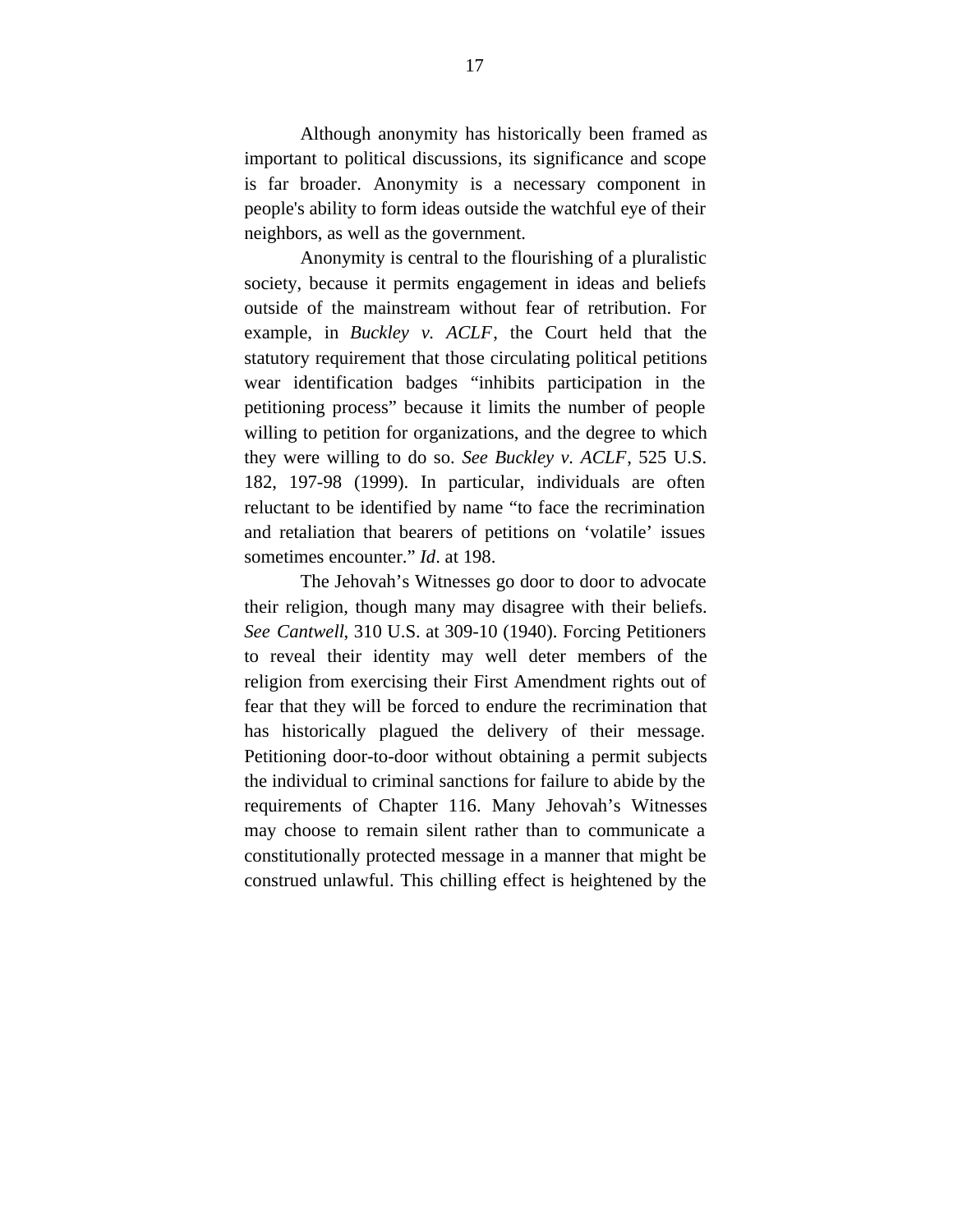Although anonymity has historically been framed as important to political discussions, its significance and scope is far broader. Anonymity is a necessary component in people's ability to form ideas outside the watchful eye of their neighbors, as well as the government.

Anonymity is central to the flourishing of a pluralistic society, because it permits engagement in ideas and beliefs outside of the mainstream without fear of retribution. For example, in *Buckley v. ACLF*, the Court held that the statutory requirement that those circulating political petitions wear identification badges "inhibits participation in the petitioning process" because it limits the number of people willing to petition for organizations, and the degree to which they were willing to do so. *See Buckley v. ACLF*, 525 U.S. 182, 197-98 (1999). In particular, individuals are often reluctant to be identified by name "to face the recrimination and retaliation that bearers of petitions on 'volatile' issues sometimes encounter." *Id*. at 198.

The Jehovah's Witnesses go door to door to advocate their religion, though many may disagree with their beliefs. *See Cantwell*, 310 U.S. at 309-10 (1940). Forcing Petitioners to reveal their identity may well deter members of the religion from exercising their First Amendment rights out of fear that they will be forced to endure the recrimination that has historically plagued the delivery of their message. Petitioning door-to-door without obtaining a permit subjects the individual to criminal sanctions for failure to abide by the requirements of Chapter 116. Many Jehovah's Witnesses may choose to remain silent rather than to communicate a constitutionally protected message in a manner that might be construed unlawful. This chilling effect is heightened by the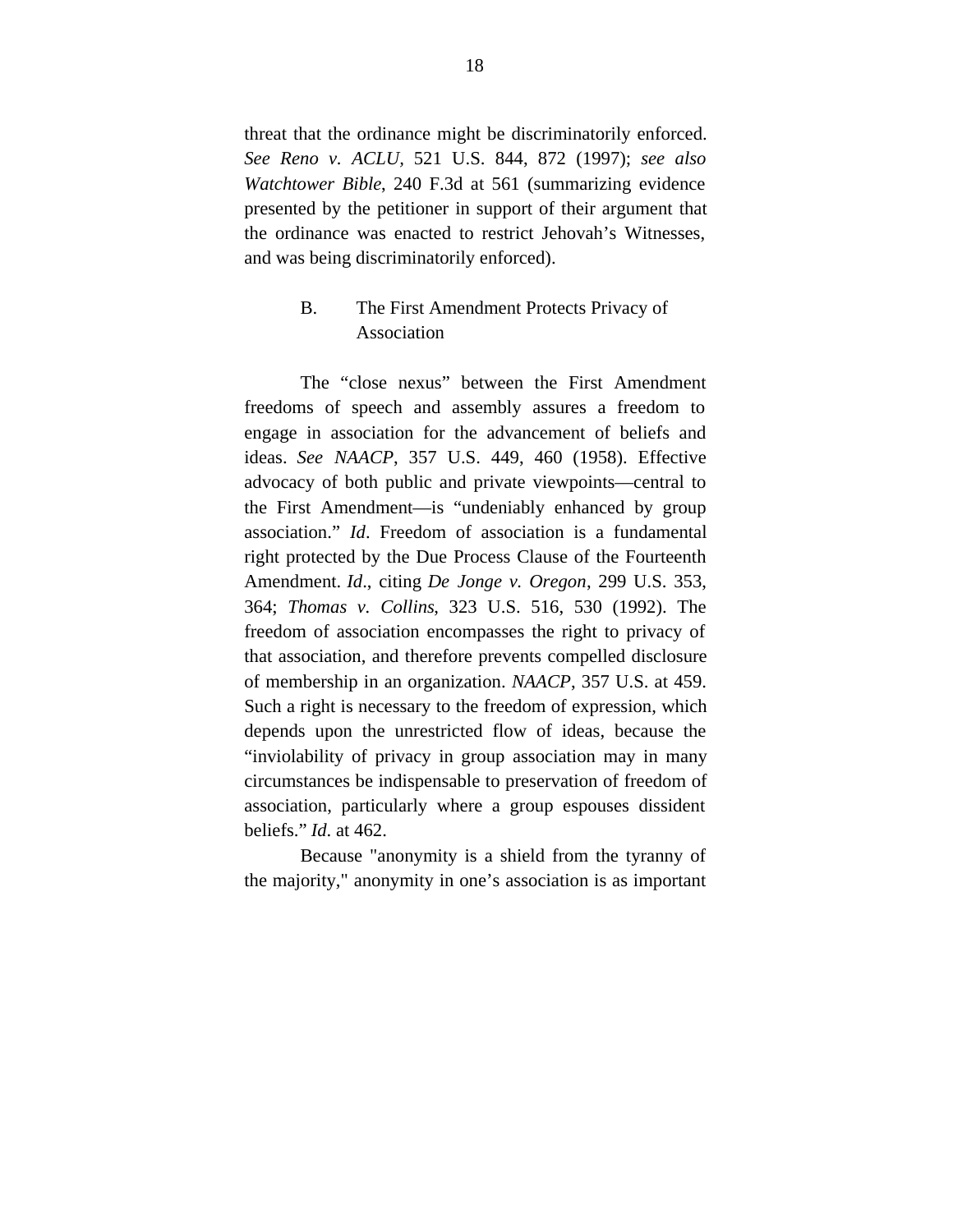threat that the ordinance might be discriminatorily enforced. *See Reno v. ACLU*, 521 U.S. 844, 872 (1997); *see also Watchtower Bible*, 240 F.3d at 561 (summarizing evidence presented by the petitioner in support of their argument that the ordinance was enacted to restrict Jehovah's Witnesses, and was being discriminatorily enforced).

### B. The First Amendment Protects Privacy of Association

The "close nexus" between the First Amendment freedoms of speech and assembly assures a freedom to engage in association for the advancement of beliefs and ideas. *See NAACP*, 357 U.S. 449, 460 (1958). Effective advocacy of both public and private viewpoints—central to the First Amendment—is "undeniably enhanced by group association." *Id*. Freedom of association is a fundamental right protected by the Due Process Clause of the Fourteenth Amendment. *Id*., citing *De Jonge v. Oregon*, 299 U.S. 353, 364; *Thomas v. Collins*, 323 U.S. 516, 530 (1992). The freedom of association encompasses the right to privacy of that association, and therefore prevents compelled disclosure of membership in an organization. *NAACP*, 357 U.S. at 459. Such a right is necessary to the freedom of expression, which depends upon the unrestricted flow of ideas, because the "inviolability of privacy in group association may in many circumstances be indispensable to preservation of freedom of association, particularly where a group espouses dissident beliefs." *Id*. at 462.

Because "anonymity is a shield from the tyranny of the majority," anonymity in one's association is as important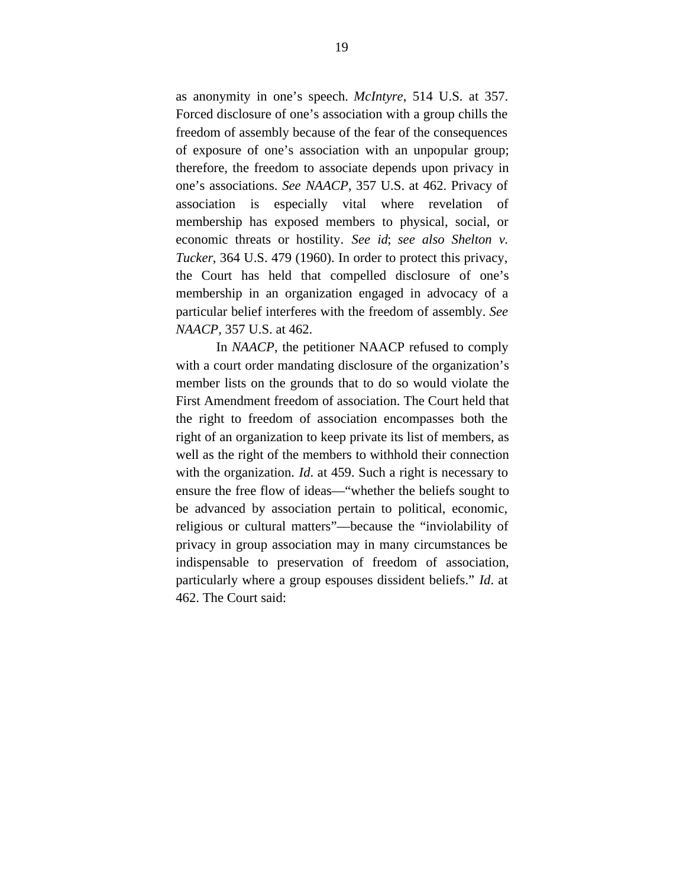as anonymity in one's speech. *McIntyre*, 514 U.S. at 357. Forced disclosure of one's association with a group chills the freedom of assembly because of the fear of the consequences of exposure of one's association with an unpopular group; therefore, the freedom to associate depends upon privacy in one's associations. *See NAACP*, 357 U.S. at 462. Privacy of association is especially vital where revelation of membership has exposed members to physical, social, or economic threats or hostility. *See id*; *see also Shelton v. Tucker*, 364 U.S. 479 (1960). In order to protect this privacy, the Court has held that compelled disclosure of one's membership in an organization engaged in advocacy of a particular belief interferes with the freedom of assembly. *See NAACP*, 357 U.S. at 462.

In *NAACP*, the petitioner NAACP refused to comply with a court order mandating disclosure of the organization's member lists on the grounds that to do so would violate the First Amendment freedom of association. The Court held that the right to freedom of association encompasses both the right of an organization to keep private its list of members, as well as the right of the members to withhold their connection with the organization. *Id*. at 459. Such a right is necessary to ensure the free flow of ideas—"whether the beliefs sought to be advanced by association pertain to political, economic, religious or cultural matters"—because the "inviolability of privacy in group association may in many circumstances be indispensable to preservation of freedom of association, particularly where a group espouses dissident beliefs." *Id*. at 462. The Court said: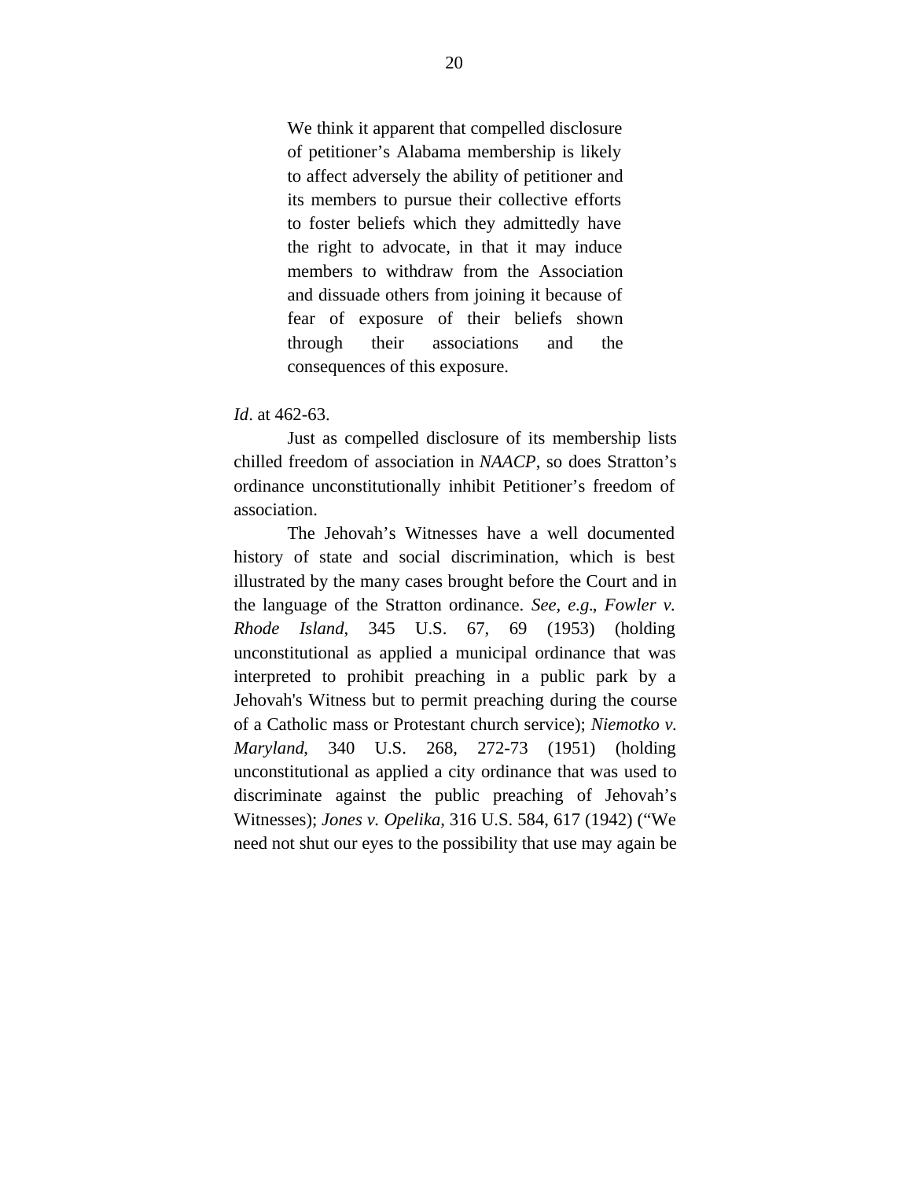> We think it apparent that compelled disclosure of petitioner's Alabama membership is likely to affect adversely the ability of petitioner and its members to pursue their collective efforts to foster beliefs which they admittedly have the right to advocate, in that it may induce members to withdraw from the Association and dissuade others from joining it because of fear of exposure of their beliefs shown through their associations and the consequences of this exposure.

*Id*. at 462-63.

Just as compelled disclosure of its membership lists chilled freedom of association in *NAACP*, so does Stratton's ordinance unconstitutionally inhibit Petitioner's freedom of association.

The Jehovah's Witnesses have a well documented history of state and social discrimination, which is best illustrated by the many cases brought before the Court and in the language of the Stratton ordinance. *See, e.g*., *Fowler v. Rhode Island*, 345 U.S. 67, 69 (1953) (holding unconstitutional as applied a municipal ordinance that was interpreted to prohibit preaching in a public park by a Jehovah's Witness but to permit preaching during the course of a Catholic mass or Protestant church service); *Niemotko v. Maryland*, 340 U.S. 268, 272-73 (1951) (holding unconstitutional as applied a city ordinance that was used to discriminate against the public preaching of Jehovah's Witnesses); *Jones v. Opelika,* 316 U.S. 584, 617 (1942) ("We need not shut our eyes to the possibility that use may again be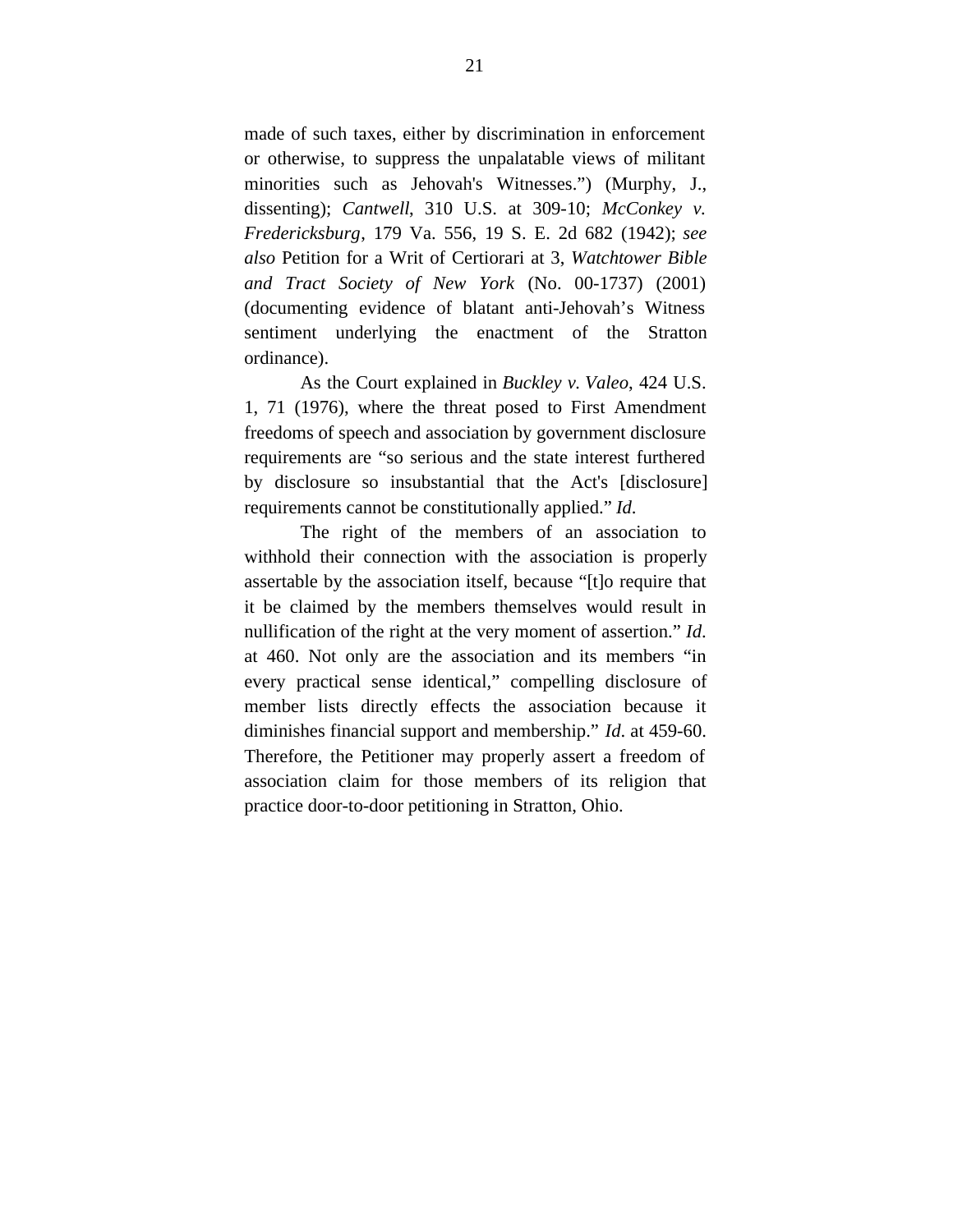made of such taxes, either by discrimination in enforcement or otherwise, to suppress the unpalatable views of militant minorities such as Jehovah's Witnesses.") (Murphy, J., dissenting); *Cantwell*, 310 U.S. at 309-10; *McConkey v. Fredericksburg*, 179 Va. 556, 19 S. E. 2d 682 (1942); *see also* Petition for a Writ of Certiorari at 3, *Watchtower Bible and Tract Society of New York* (No. 00-1737) (2001) (documenting evidence of blatant anti-Jehovah's Witness sentiment underlying the enactment of the Stratton ordinance).

As the Court explained in *Buckley v. Valeo*, 424 U.S. 1, 71 (1976), where the threat posed to First Amendment freedoms of speech and association by government disclosure requirements are "so serious and the state interest furthered by disclosure so insubstantial that the Act's [disclosure] requirements cannot be constitutionally applied." *Id*.

The right of the members of an association to withhold their connection with the association is properly assertable by the association itself, because "[t]o require that it be claimed by the members themselves would result in nullification of the right at the very moment of assertion." *Id*. at 460. Not only are the association and its members "in every practical sense identical," compelling disclosure of member lists directly effects the association because it diminishes financial support and membership." *Id*. at 459-60. Therefore, the Petitioner may properly assert a freedom of association claim for those members of its religion that practice door-to-door petitioning in Stratton, Ohio.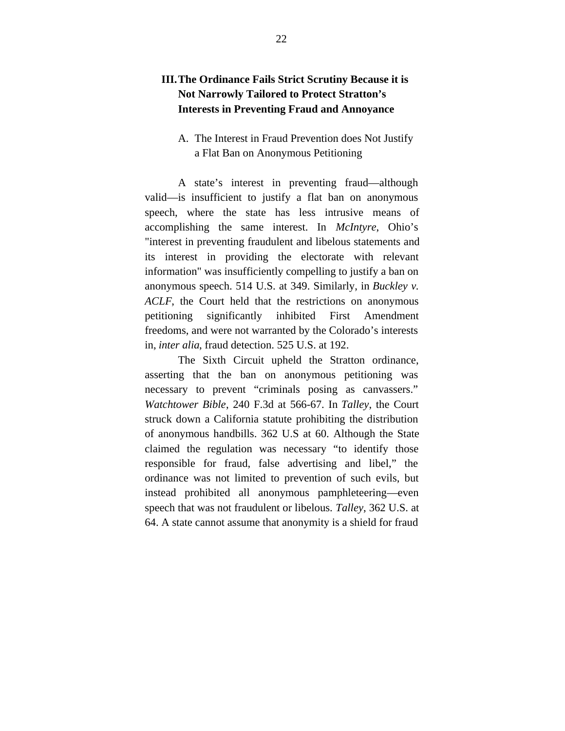## III. The Ordinance Fails Strict Scrutiny Because it is Not Narrowly Tailored to Protect Stratton's Interests in Preventing Fraud and Annoyance

### A. The Interest in Fraud Prevention does Not Justify a Flat Ban on Anonymous Petitioning

A state's interest in preventing fraud—although valid—is insufficient to justify a flat ban on anonymous speech, where the state has less intrusive means of accomplishing the same interest. In *McIntyre*, Ohio's "interest in preventing fraudulent and libelous statements and its interest in providing the electorate with relevant information" was insufficiently compelling to justify a ban on anonymous speech. 514 U.S. at 349. Similarly, in *Buckley v. ACLF*, the Court held that the restrictions on anonymous petitioning significantly inhibited First Amendment freedoms, and were not warranted by the Colorado's interests in, *inter alia*, fraud detection. 525 U.S. at 192.

The Sixth Circuit upheld the Stratton ordinance, asserting that the ban on anonymous petitioning was necessary to prevent "criminals posing as canvassers." *Watchtower Bible*, 240 F.3d at 566-67. In *Talley*, the Court struck down a California statute prohibiting the distribution of anonymous handbills. 362 U.S at 60. Although the State claimed the regulation was necessary "to identify those responsible for fraud, false advertising and libel," the ordinance was not limited to prevention of such evils, but instead prohibited all anonymous pamphleteering—even speech that was not fraudulent or libelous. *Talley*, 362 U.S. at 64. A state cannot assume that anonymity is a shield for fraud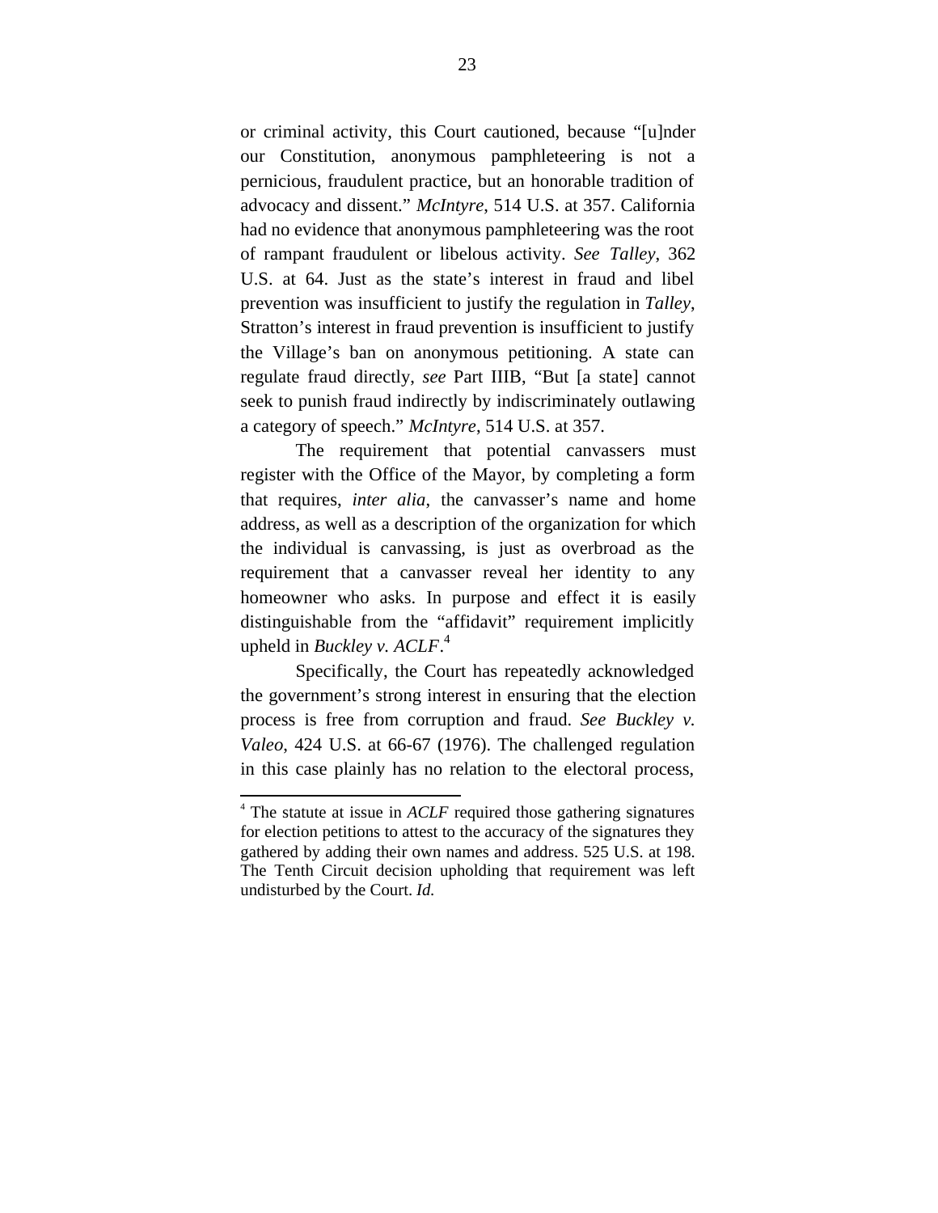or criminal activity, this Court cautioned, because "[u]nder our Constitution, anonymous pamphleteering is not a pernicious, fraudulent practice, but an honorable tradition of advocacy and dissent." *McIntyre*, 514 U.S. at 357. California had no evidence that anonymous pamphleteering was the root of rampant fraudulent or libelous activity. *See Talley*, 362 U.S. at 64. Just as the state's interest in fraud and libel prevention was insufficient to justify the regulation in *Talley*, Stratton's interest in fraud prevention is insufficient to justify the Village's ban on anonymous petitioning. A state can regulate fraud directly, *see* Part IIIB, "But [a state] cannot seek to punish fraud indirectly by indiscriminately outlawing a category of speech." *McIntyre*, 514 U.S. at 357.

The requirement that potential canvassers must register with the Office of the Mayor, by completing a form that requires, *inter alia*, the canvasser's name and home address, as well as a description of the organization for which the individual is canvassing, is just as overbroad as the requirement that a canvasser reveal her identity to any homeowner who asks. In purpose and effect it is easily distinguishable from the "affidavit" requirement implicitly upheld in *Buckley v. ACLF*.[4]

Specifically, the Court has repeatedly acknowledged the government's strong interest in ensuring that the election process is free from corruption and fraud. *See Buckley v. Valeo*, 424 U.S. at 66-67 (1976). The challenged regulation in this case plainly has no relation to the electoral process,

---

[4] The statute at issue in *ACLF* required those gathering signatures for election petitions to attest to the accuracy of the signatures they gathered by adding their own names and address. 525 U.S. at 198. The Tenth Circuit decision upholding that requirement was left undisturbed by the Court. *Id.*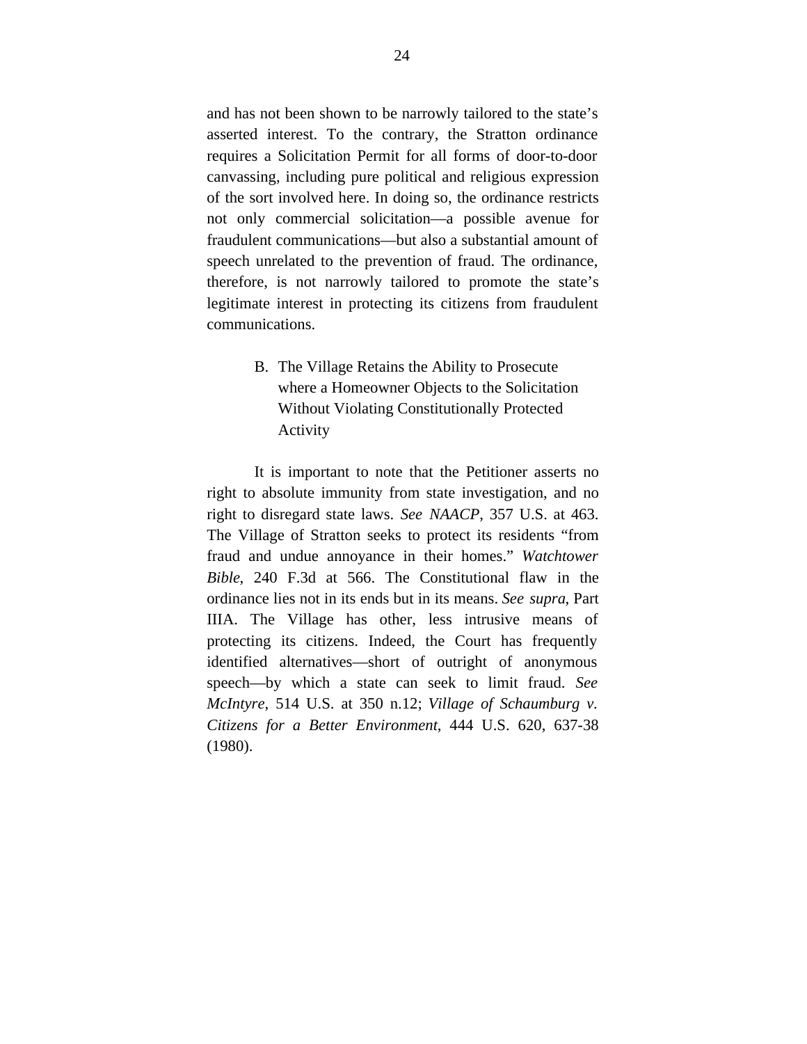and has not been shown to be narrowly tailored to the state's asserted interest. To the contrary, the Stratton ordinance requires a Solicitation Permit for all forms of door-to-door canvassing, including pure political and religious expression of the sort involved here. In doing so, the ordinance restricts not only commercial solicitation—a possible avenue for fraudulent communications—but also a substantial amount of speech unrelated to the prevention of fraud. The ordinance, therefore, is not narrowly tailored to promote the state's legitimate interest in protecting its citizens from fraudulent communications.

### B. The Village Retains the Ability to Prosecute where a Homeowner Objects to the Solicitation Without Violating Constitutionally Protected Activity

It is important to note that the Petitioner asserts no right to absolute immunity from state investigation, and no right to disregard state laws. *See NAACP*, 357 U.S. at 463. The Village of Stratton seeks to protect its residents "from fraud and undue annoyance in their homes." *Watchtower Bible*, 240 F.3d at 566. The Constitutional flaw in the ordinance lies not in its ends but in its means. *See supra*, Part IIIA. The Village has other, less intrusive means of protecting its citizens. Indeed, the Court has frequently identified alternatives—short of outright of anonymous speech—by which a state can seek to limit fraud. *See McIntyre*, 514 U.S. at 350 n.12; *Village of Schaumburg v. Citizens for a Better Environment*, 444 U.S. 620, 637-38 (1980).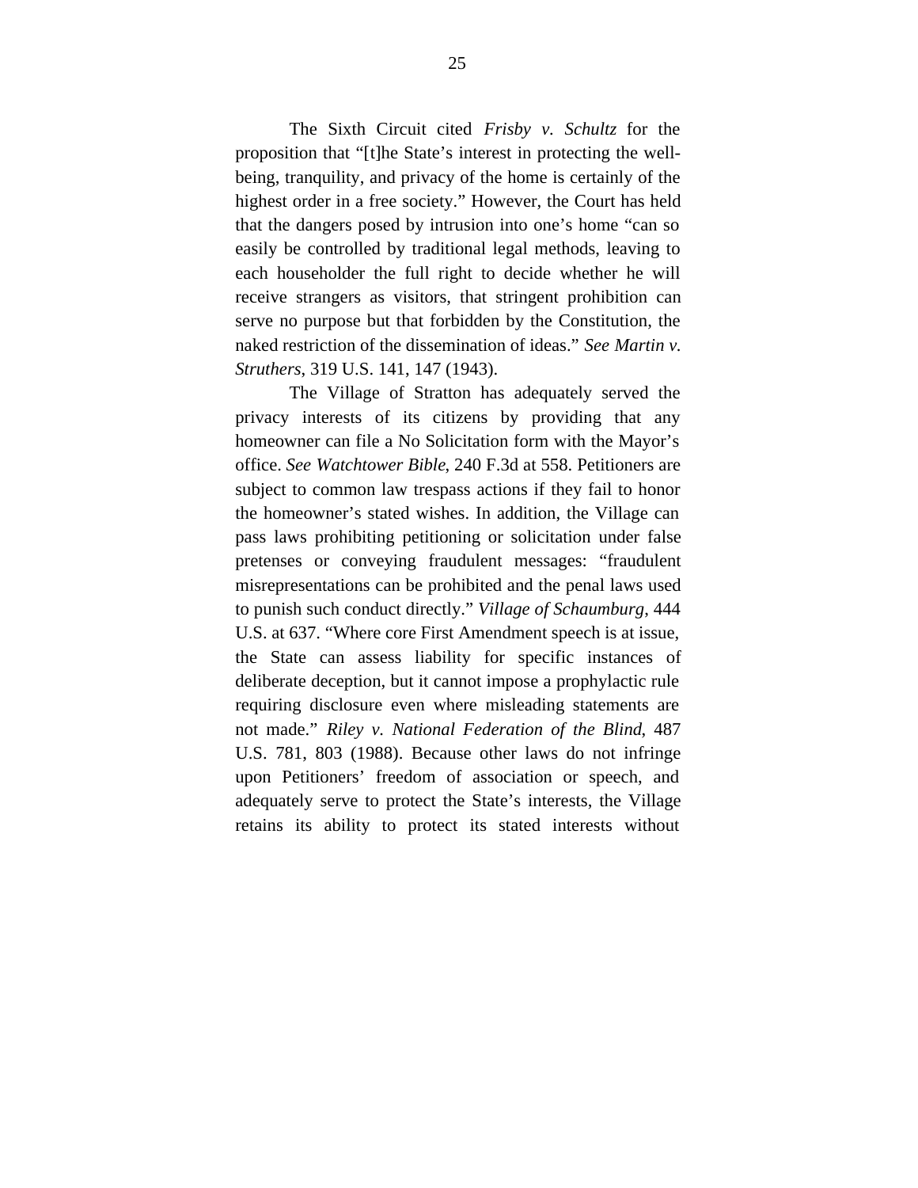The Sixth Circuit cited *Frisby v. Schultz* for the proposition that "[t]he State's interest in protecting the well-being, tranquility, and privacy of the home is certainly of the highest order in a free society." However, the Court has held that the dangers posed by intrusion into one's home "can so easily be controlled by traditional legal methods, leaving to each householder the full right to decide whether he will receive strangers as visitors, that stringent prohibition can serve no purpose but that forbidden by the Constitution, the naked restriction of the dissemination of ideas." *See Martin v. Struthers*, 319 U.S. 141, 147 (1943).

The Village of Stratton has adequately served the privacy interests of its citizens by providing that any homeowner can file a No Solicitation form with the Mayor's office. *See Watchtower Bible*, 240 F.3d at 558. Petitioners are subject to common law trespass actions if they fail to honor the homeowner's stated wishes. In addition, the Village can pass laws prohibiting petitioning or solicitation under false pretenses or conveying fraudulent messages: "fraudulent misrepresentations can be prohibited and the penal laws used to punish such conduct directly." *Village of Schaumburg*, 444 U.S. at 637. "Where core First Amendment speech is at issue, the State can assess liability for specific instances of deliberate deception, but it cannot impose a prophylactic rule requiring disclosure even where misleading statements are not made." *Riley v. National Federation of the Blind*, 487 U.S. 781, 803 (1988). Because other laws do not infringe upon Petitioners' freedom of association or speech, and adequately serve to protect the State's interests, the Village retains its ability to protect its stated interests without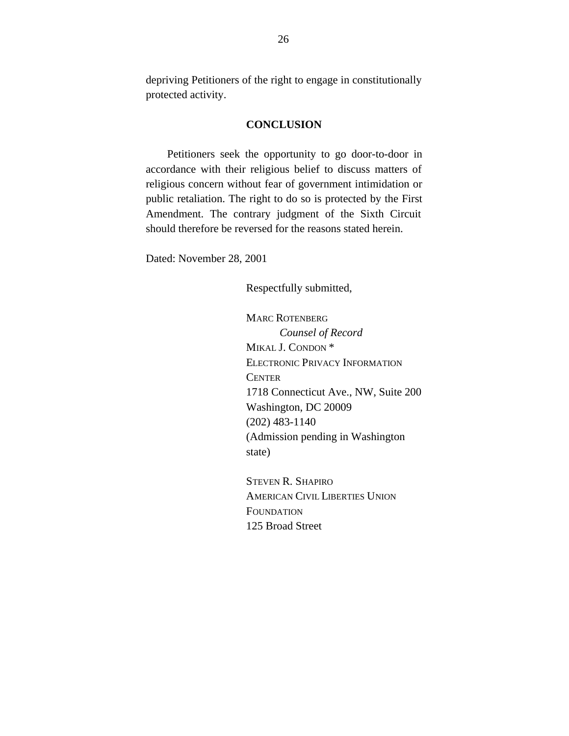depriving Petitioners of the right to engage in constitutionally protected activity.

## CONCLUSION

Petitioners seek the opportunity to go door-to-door in accordance with their religious belief to discuss matters of religious concern without fear of government intimidation or public retaliation. The right to do so is protected by the First Amendment. The contrary judgment of the Sixth Circuit should therefore be reversed for the reasons stated herein.

Dated: November 28, 2001

Respectfully submitted,

MARC ROTENBERG
*Counsel of Record*
MIKAL J. CONDON *
ELECTRONIC PRIVACY INFORMATION CENTER
1718 Connecticut Ave., NW, Suite 200
Washington, DC 20009
(202) 483-1140
(Admission pending in Washington state)

STEVEN R. SHAPIRO
AMERICAN CIVIL LIBERTIES UNION FOUNDATION
125 Broad Street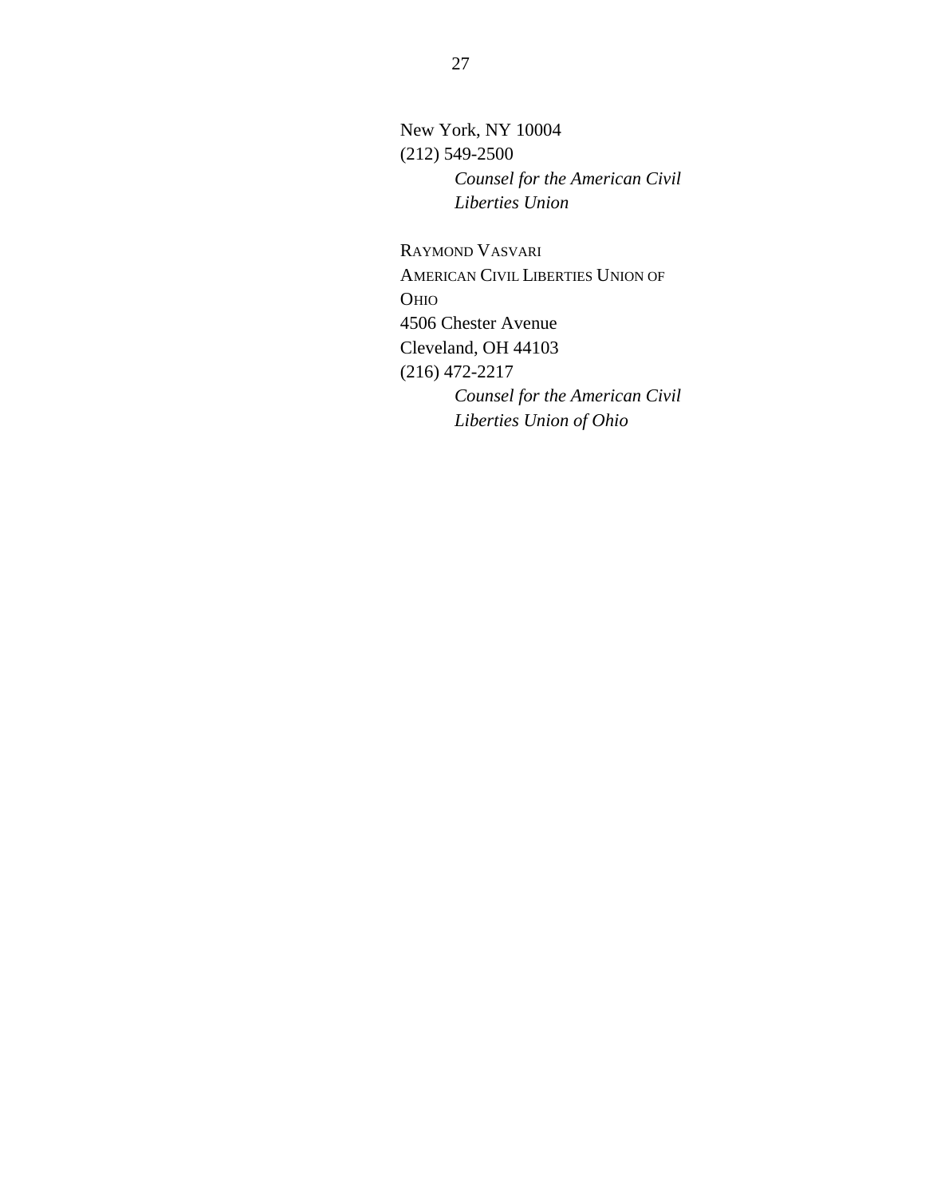New York, NY 10004
(212) 549-2500
*Counsel for the American Civil Liberties Union*

RAYMOND VASVARI
AMERICAN CIVIL LIBERTIES UNION OF OHIO
4506 Chester Avenue
Cleveland, OH 44103
(216) 472-2217
*Counsel for the American Civil Liberties Union of Ohio*